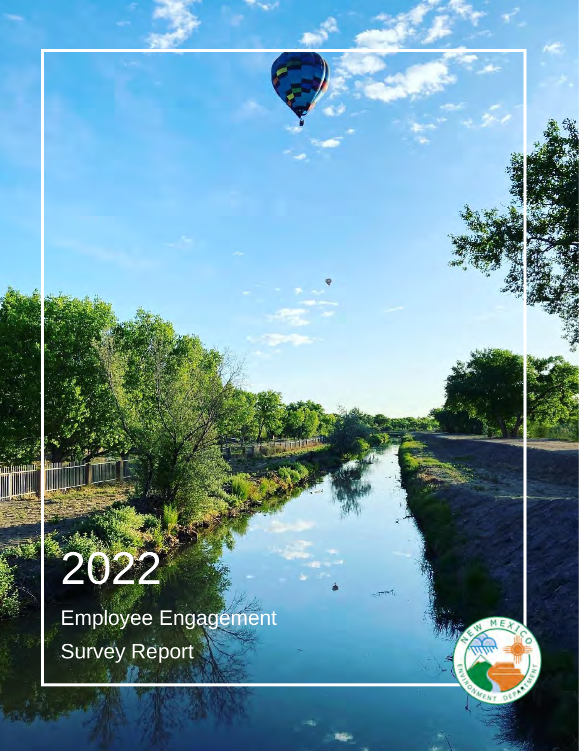# 2022

## Employee Engagement Survey Report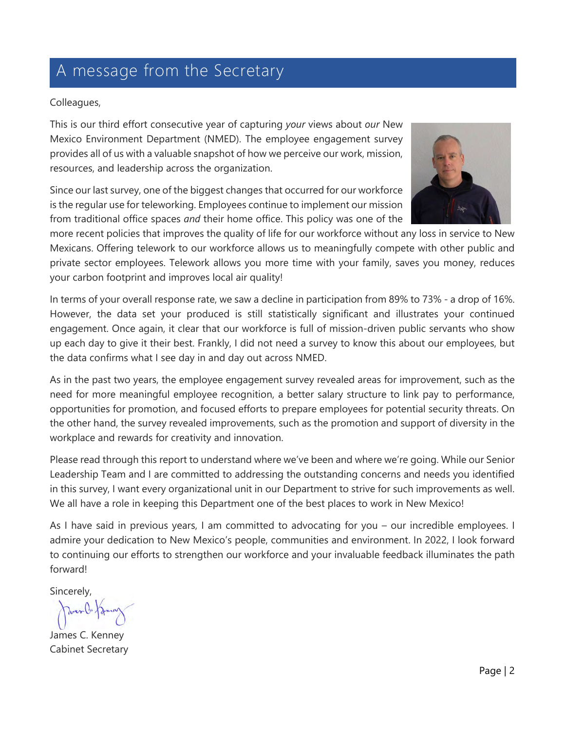# A message from the Secretary

Colleagues,

This is our third effort consecutive year of capturing *your* views about *our* New Mexico Environment Department (NMED). The employee engagement survey provides all of us with a valuable snapshot of how we perceive our work, mission, resources, and leadership across the organization.

Since our last survey, one of the biggest changes that occurred for our workforce is the regular use for teleworking. Employees continue to implement our mission from traditional office spaces *and* their home office. This policy was one of the more recent policies that improves the quality of life for our workforce without any loss in service to New Mexicans. Offering telework to our workforce allows us to meaningfully compete with other public and private sector employees. Telework allows you more time with your family, saves you money, reduces your carbon footprint and improves local air quality!

In terms of your overall response rate, we saw a decline in participation from 89% to 73% - a drop of 16%. However, the data set your produced is still statistically significant and illustrates your continued engagement. Once again, it clear that our workforce is full of mission-driven public servants who show up each day to give it their best. Frankly, I did not need a survey to know this about our employees, but the data confirms what I see day in and day out across NMED.

As in the past two years, the employee engagement survey revealed areas for improvement, such as the need for more meaningful employee recognition, a better salary structure to link pay to performance, opportunities for promotion, and focused efforts to prepare employees for potential security threats. On the other hand, the survey revealed improvements, such as the promotion and support of diversity in the workplace and rewards for creativity and innovation.

Please read through this report to understand where we've been and where we're going. While our Senior Leadership Team and I are committed to addressing the outstanding concerns and needs you identified in this survey, I want every organizational unit in our Department to strive for such improvements as well. We all have a role in keeping this Department one of the best places to work in New Mexico!

As I have said in previous years, I am committed to advocating for you – our incredible employees. I admire your dedication to New Mexico's people, communities and environment. In 2022, I look forward to continuing our efforts to strengthen our workforce and your invaluable feedback illuminates the path forward!

Sincerely,

James C. Kenney
Cabinet Secretary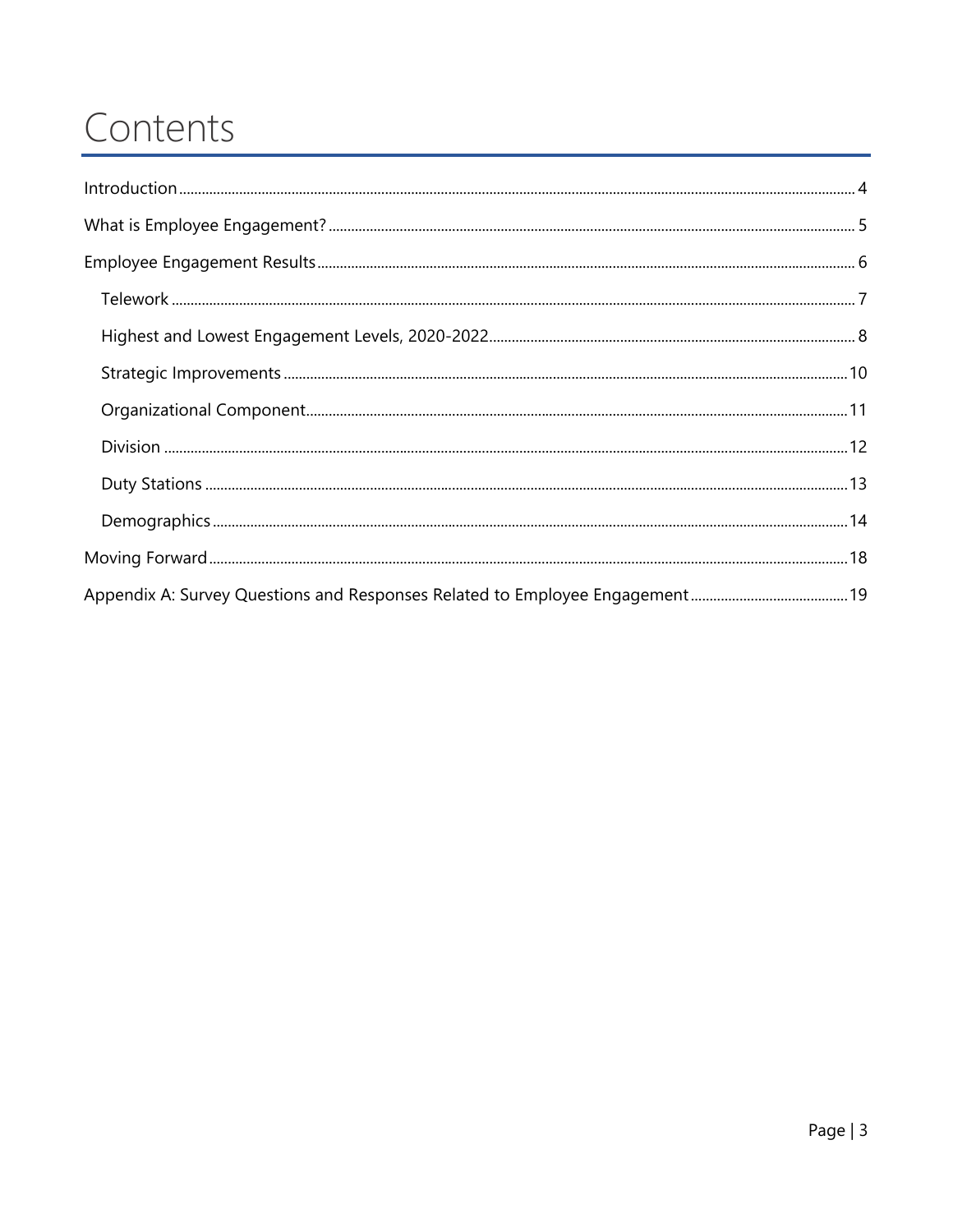# Contents

- Introduction .......... 4
- What is Employee Engagement? .......... 5
- Employee Engagement Results .......... 6
  - Telework .......... 7
  - Highest and Lowest Engagement Levels, 2020-2022 .......... 8
  - Strategic Improvements .......... 10
  - Organizational Component .......... 11
  - Division .......... 12
  - Duty Stations .......... 13
  - Demographics .......... 14
- Moving Forward .......... 18
- Appendix A: Survey Questions and Responses Related to Employee Engagement .......... 19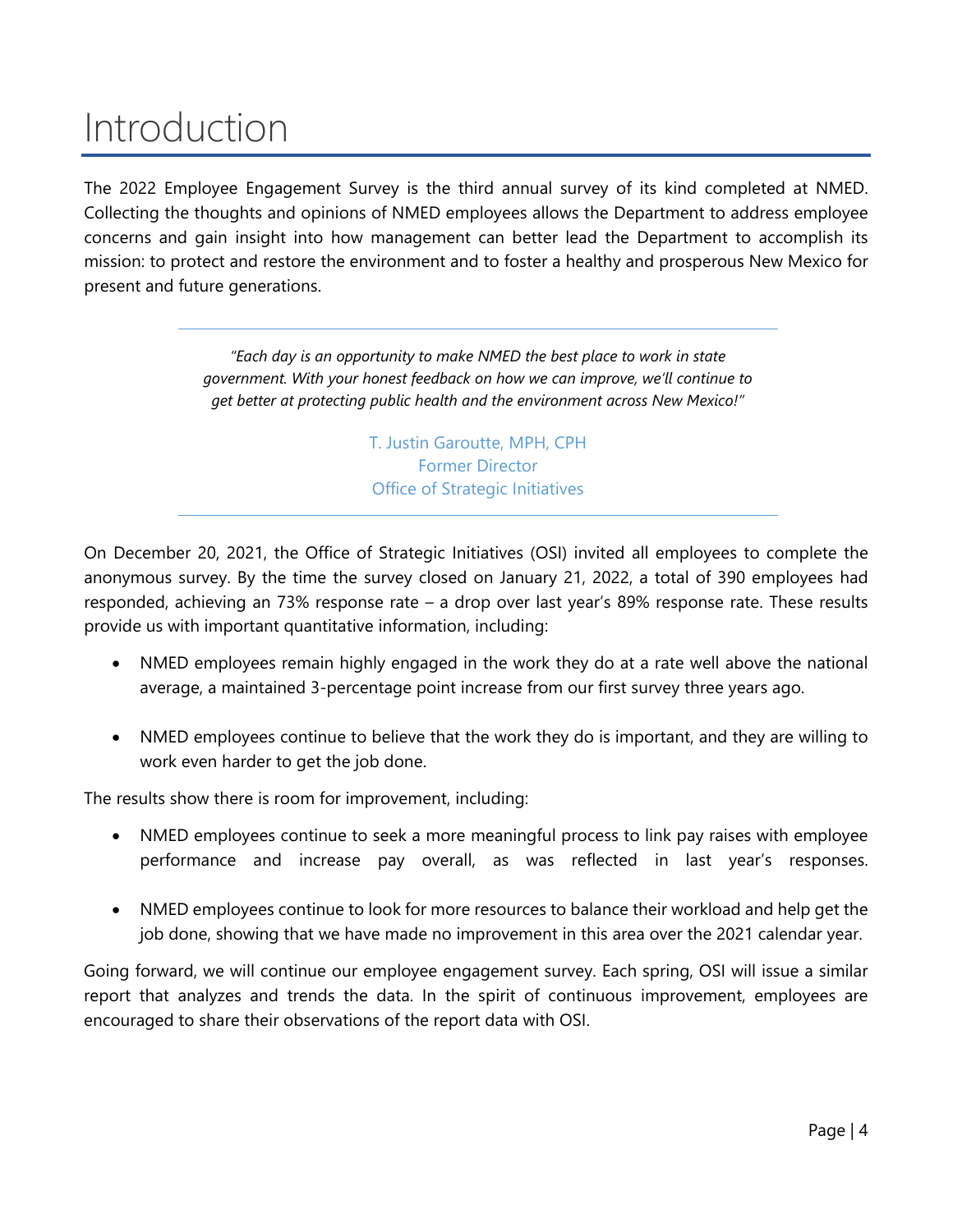# Introduction

The 2022 Employee Engagement Survey is the third annual survey of its kind completed at NMED. Collecting the thoughts and opinions of NMED employees allows the Department to address employee concerns and gain insight into how management can better lead the Department to accomplish its mission: to protect and restore the environment and to foster a healthy and prosperous New Mexico for present and future generations.

---

*"Each day is an opportunity to make NMED the best place to work in state government. With your honest feedback on how we can improve, we'll continue to get better at protecting public health and the environment across New Mexico!"*

T. Justin Garoutte, MPH, CPH
Former Director
Office of Strategic Initiatives

---

On December 20, 2021, the Office of Strategic Initiatives (OSI) invited all employees to complete the anonymous survey. By the time the survey closed on January 21, 2022, a total of 390 employees had responded, achieving an 73% response rate – a drop over last year's 89% response rate. These results provide us with important quantitative information, including:

- NMED employees remain highly engaged in the work they do at a rate well above the national average, a maintained 3-percentage point increase from our first survey three years ago.

- NMED employees continue to believe that the work they do is important, and they are willing to work even harder to get the job done.

The results show there is room for improvement, including:

- NMED employees continue to seek a more meaningful process to link pay raises with employee performance and increase pay overall, as was reflected in last year's responses.

- NMED employees continue to look for more resources to balance their workload and help get the job done, showing that we have made no improvement in this area over the 2021 calendar year.

Going forward, we will continue our employee engagement survey. Each spring, OSI will issue a similar report that analyzes and trends the data. In the spirit of continuous improvement, employees are encouraged to share their observations of the report data with OSI.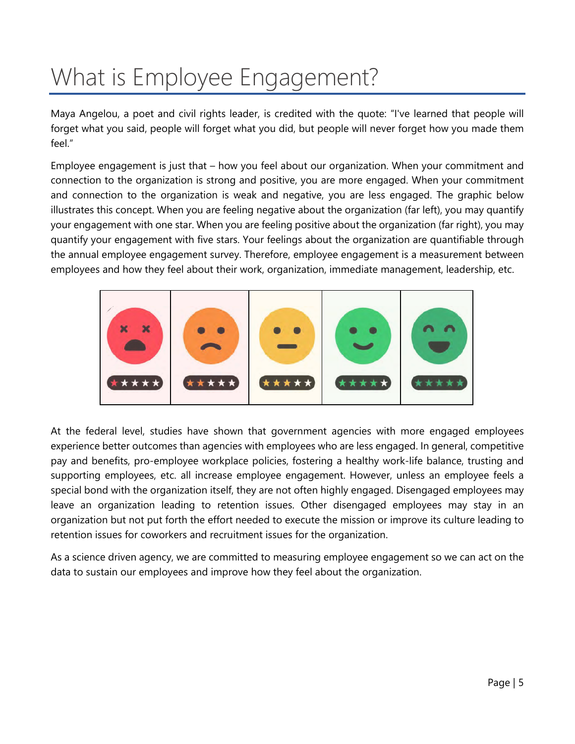# What is Employee Engagement?

Maya Angelou, a poet and civil rights leader, is credited with the quote: "I've learned that people will forget what you said, people will forget what you did, but people will never forget how you made them feel."

Employee engagement is just that – how you feel about our organization. When your commitment and connection to the organization is strong and positive, you are more engaged. When your commitment and connection to the organization is weak and negative, you are less engaged. The graphic below illustrates this concept. When you are feeling negative about the organization (far left), you may quantify your engagement with one star. When you are feeling positive about the organization (far right), you may quantify your engagement with five stars. Your feelings about the organization are quantifiable through the annual employee engagement survey. Therefore, employee engagement is a measurement between employees and how they feel about their work, organization, immediate management, leadership, etc.

At the federal level, studies have shown that government agencies with more engaged employees experience better outcomes than agencies with employees who are less engaged. In general, competitive pay and benefits, pro-employee workplace policies, fostering a healthy work-life balance, trusting and supporting employees, etc. all increase employee engagement. However, unless an employee feels a special bond with the organization itself, they are not often highly engaged. Disengaged employees may leave an organization leading to retention issues. Other disengaged employees may stay in an organization but not put forth the effort needed to execute the mission or improve its culture leading to retention issues for coworkers and recruitment issues for the organization.

As a science driven agency, we are committed to measuring employee engagement so we can act on the data to sustain our employees and improve how they feel about the organization.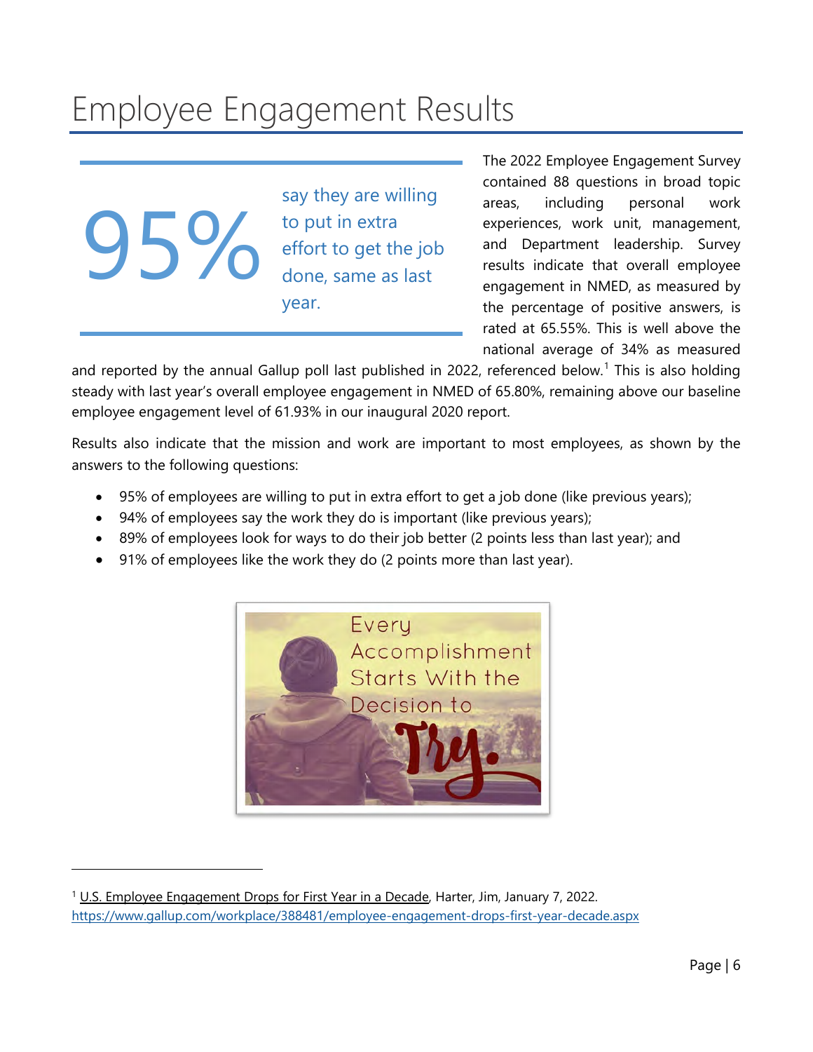# Employee Engagement Results

95% say they are willing to put in extra effort to get the job done, same as last year.

The 2022 Employee Engagement Survey contained 88 questions in broad topic areas, including personal work experiences, work unit, management, and Department leadership. Survey results indicate that overall employee engagement in NMED, as measured by the percentage of positive answers, is rated at 65.55%. This is well above the national average of 34% as measured and reported by the annual Gallup poll last published in 2022, referenced below.[1] This is also holding steady with last year's overall employee engagement in NMED of 65.80%, remaining above our baseline employee engagement level of 61.93% in our inaugural 2020 report.

Results also indicate that the mission and work are important to most employees, as shown by the answers to the following questions:

- 95% of employees are willing to put in extra effort to get a job done (like previous years);
- 94% of employees say the work they do is important (like previous years);
- 89% of employees look for ways to do their job better (2 points less than last year); and
- 91% of employees like the work they do (2 points more than last year).

Every Accomplishment Starts With the Decision to Try.

---

[1] U.S. Employee Engagement Drops for First Year in a Decade, Harter, Jim, January 7, 2022. https://www.gallup.com/workplace/388481/employee-engagement-drops-first-year-decade.aspx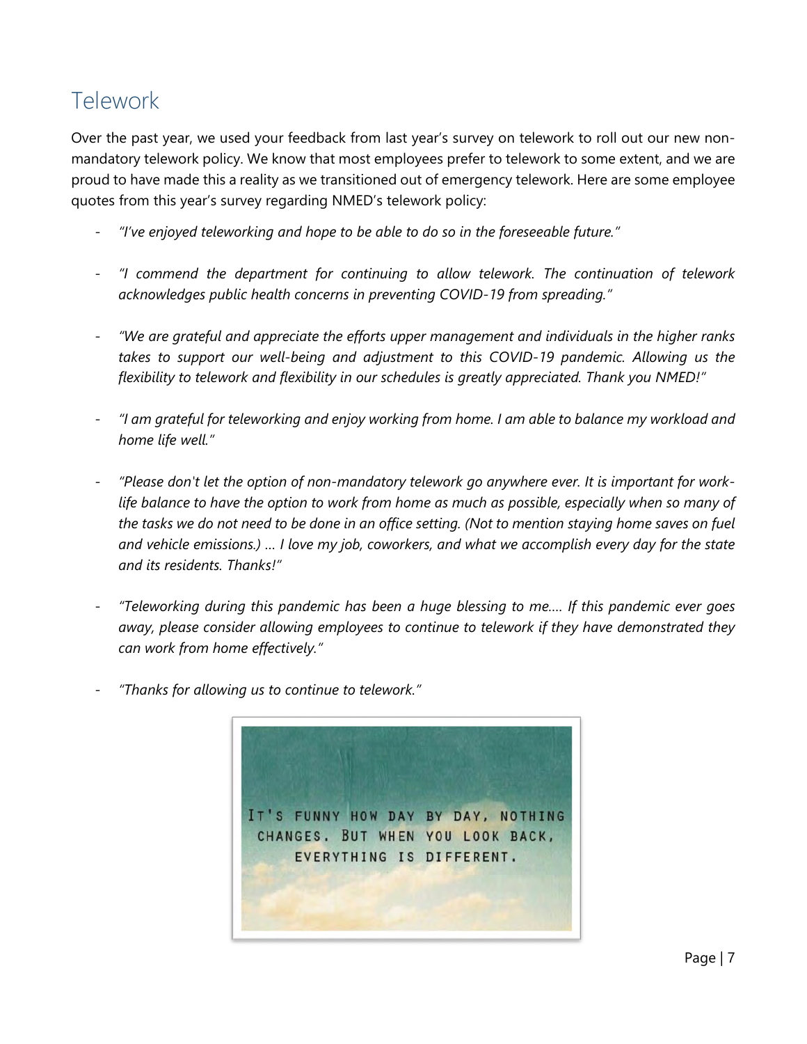## Telework

Over the past year, we used your feedback from last year's survey on telework to roll out our new non-mandatory telework policy. We know that most employees prefer to telework to some extent, and we are proud to have made this a reality as we transitioned out of emergency telework. Here are some employee quotes from this year's survey regarding NMED's telework policy:

- *"I've enjoyed teleworking and hope to be able to do so in the foreseeable future."*

- *"I commend the department for continuing to allow telework. The continuation of telework acknowledges public health concerns in preventing COVID-19 from spreading."*

- *"We are grateful and appreciate the efforts upper management and individuals in the higher ranks takes to support our well-being and adjustment to this COVID-19 pandemic. Allowing us the flexibility to telework and flexibility in our schedules is greatly appreciated. Thank you NMED!"*

- *"I am grateful for teleworking and enjoy working from home. I am able to balance my workload and home life well."*

- *"Please don't let the option of non-mandatory telework go anywhere ever. It is important for work-life balance to have the option to work from home as much as possible, especially when so many of the tasks we do not need to be done in an office setting. (Not to mention staying home saves on fuel and vehicle emissions.) … I love my job, coworkers, and what we accomplish every day for the state and its residents. Thanks!"*

- *"Teleworking during this pandemic has been a huge blessing to me…. If this pandemic ever goes away, please consider allowing employees to continue to telework if they have demonstrated they can work from home effectively."*

- *"Thanks for allowing us to continue to telework."*

IT'S FUNNY HOW DAY BY DAY, NOTHING CHANGES. BUT WHEN YOU LOOK BACK, EVERYTHING IS DIFFERENT.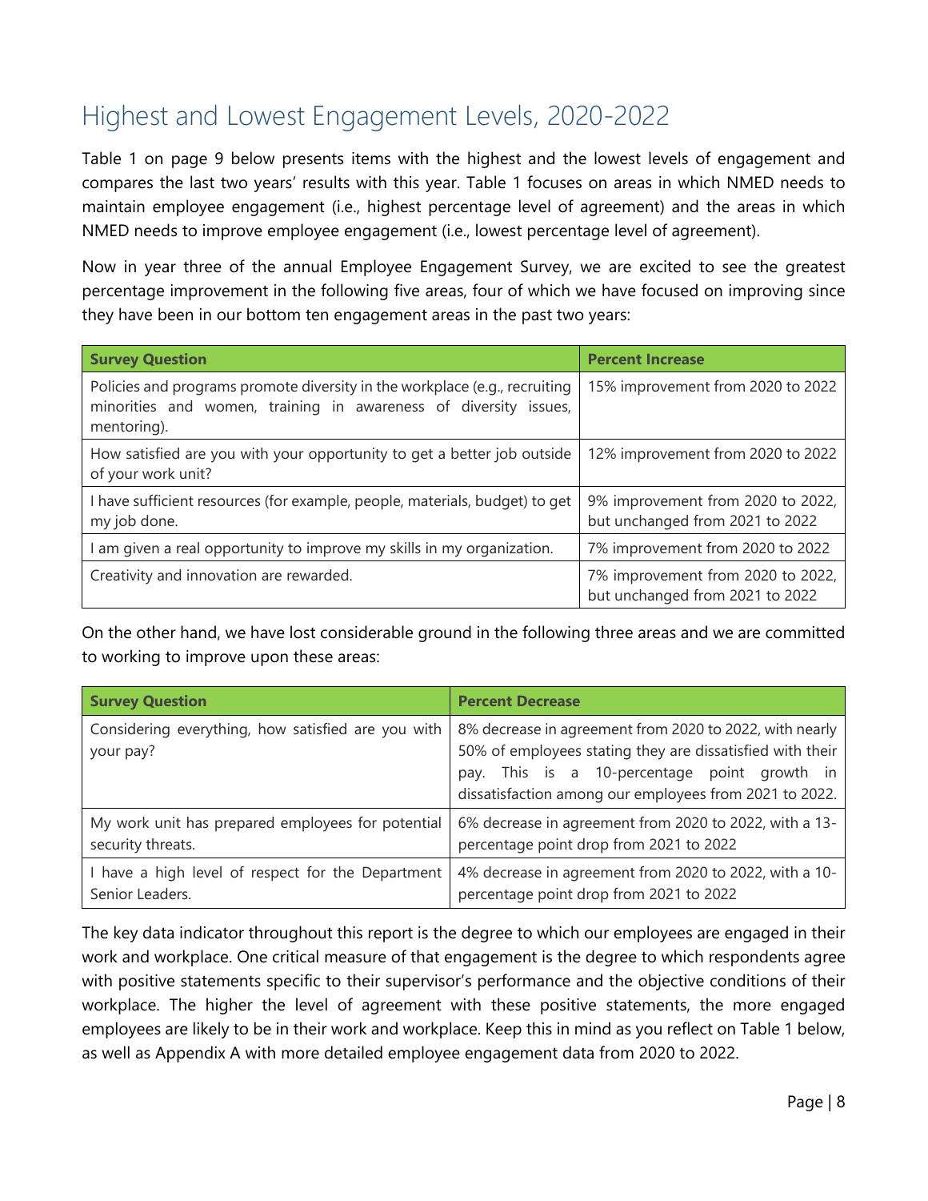## Highest and Lowest Engagement Levels, 2020-2022

Table 1 on page 9 below presents items with the highest and the lowest levels of engagement and compares the last two years' results with this year. Table 1 focuses on areas in which NMED needs to maintain employee engagement (i.e., highest percentage level of agreement) and the areas in which NMED needs to improve employee engagement (i.e., lowest percentage level of agreement).

Now in year three of the annual Employee Engagement Survey, we are excited to see the greatest percentage improvement in the following five areas, four of which we have focused on improving since they have been in our bottom ten engagement areas in the past two years:

| Survey Question | Percent Increase |
|---|---|
| Policies and programs promote diversity in the workplace (e.g., recruiting minorities and women, training in awareness of diversity issues, mentoring). | 15% improvement from 2020 to 2022 |
| How satisfied are you with your opportunity to get a better job outside of your work unit? | 12% improvement from 2020 to 2022 |
| I have sufficient resources (for example, people, materials, budget) to get my job done. | 9% improvement from 2020 to 2022, but unchanged from 2021 to 2022 |
| I am given a real opportunity to improve my skills in my organization. | 7% improvement from 2020 to 2022 |
| Creativity and innovation are rewarded. | 7% improvement from 2020 to 2022, but unchanged from 2021 to 2022 |

On the other hand, we have lost considerable ground in the following three areas and we are committed to working to improve upon these areas:

| Survey Question | Percent Decrease |
|---|---|
| Considering everything, how satisfied are you with your pay? | 8% decrease in agreement from 2020 to 2022, with nearly 50% of employees stating they are dissatisfied with their pay. This is a 10-percentage point growth in dissatisfaction among our employees from 2021 to 2022. |
| My work unit has prepared employees for potential security threats. | 6% decrease in agreement from 2020 to 2022, with a 13-percentage point drop from 2021 to 2022 |
| I have a high level of respect for the Department Senior Leaders. | 4% decrease in agreement from 2020 to 2022, with a 10-percentage point drop from 2021 to 2022 |

The key data indicator throughout this report is the degree to which our employees are engaged in their work and workplace. One critical measure of that engagement is the degree to which respondents agree with positive statements specific to their supervisor's performance and the objective conditions of their workplace. The higher the level of agreement with these positive statements, the more engaged employees are likely to be in their work and workplace. Keep this in mind as you reflect on Table 1 below, as well as Appendix A with more detailed employee engagement data from 2020 to 2022.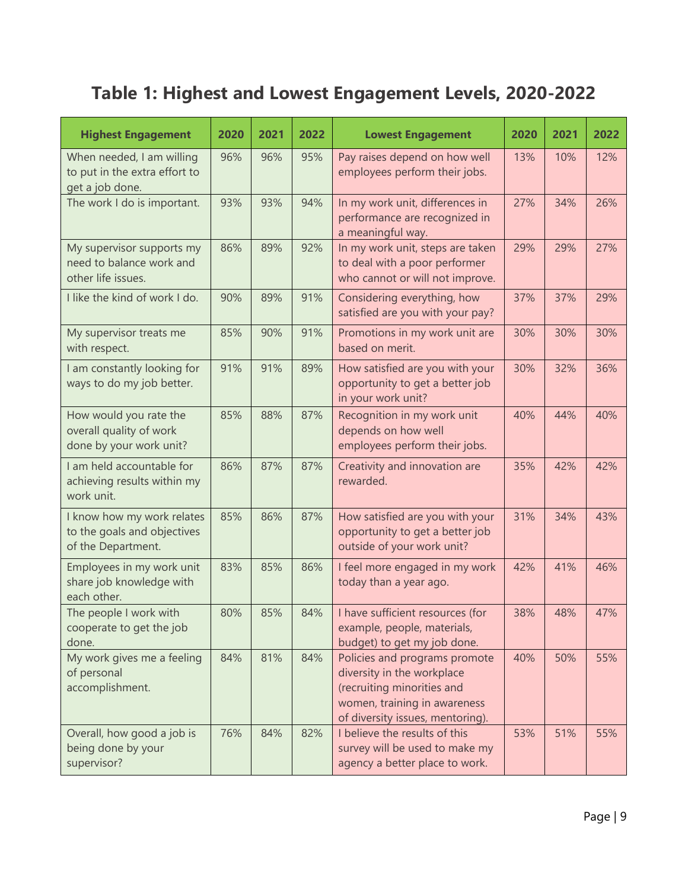# Table 1: Highest and Lowest Engagement Levels, 2020-2022

| Highest Engagement | 2020 | 2021 | 2022 | Lowest Engagement | 2020 | 2021 | 2022 |
|---|---|---|---|---|---|---|---|
| When needed, I am willing to put in the extra effort to get a job done. | 96% | 96% | 95% | Pay raises depend on how well employees perform their jobs. | 13% | 10% | 12% |
| The work I do is important. | 93% | 93% | 94% | In my work unit, differences in performance are recognized in a meaningful way. | 27% | 34% | 26% |
| My supervisor supports my need to balance work and other life issues. | 86% | 89% | 92% | In my work unit, steps are taken to deal with a poor performer who cannot or will not improve. | 29% | 29% | 27% |
| I like the kind of work I do. | 90% | 89% | 91% | Considering everything, how satisfied are you with your pay? | 37% | 37% | 29% |
| My supervisor treats me with respect. | 85% | 90% | 91% | Promotions in my work unit are based on merit. | 30% | 30% | 30% |
| I am constantly looking for ways to do my job better. | 91% | 91% | 89% | How satisfied are you with your opportunity to get a better job in your work unit? | 30% | 32% | 36% |
| How would you rate the overall quality of work done by your work unit? | 85% | 88% | 87% | Recognition in my work unit depends on how well employees perform their jobs. | 40% | 44% | 40% |
| I am held accountable for achieving results within my work unit. | 86% | 87% | 87% | Creativity and innovation are rewarded. | 35% | 42% | 42% |
| I know how my work relates to the goals and objectives of the Department. | 85% | 86% | 87% | How satisfied are you with your opportunity to get a better job outside of your work unit? | 31% | 34% | 43% |
| Employees in my work unit share job knowledge with each other. | 83% | 85% | 86% | I feel more engaged in my work today than a year ago. | 42% | 41% | 46% |
| The people I work with cooperate to get the job done. | 80% | 85% | 84% | I have sufficient resources (for example, people, materials, budget) to get my job done. | 38% | 48% | 47% |
| My work gives me a feeling of personal accomplishment. | 84% | 81% | 84% | Policies and programs promote diversity in the workplace (recruiting minorities and women, training in awareness of diversity issues, mentoring). | 40% | 50% | 55% |
| Overall, how good a job is being done by your supervisor? | 76% | 84% | 82% | I believe the results of this survey will be used to make my agency a better place to work. | 53% | 51% | 55% |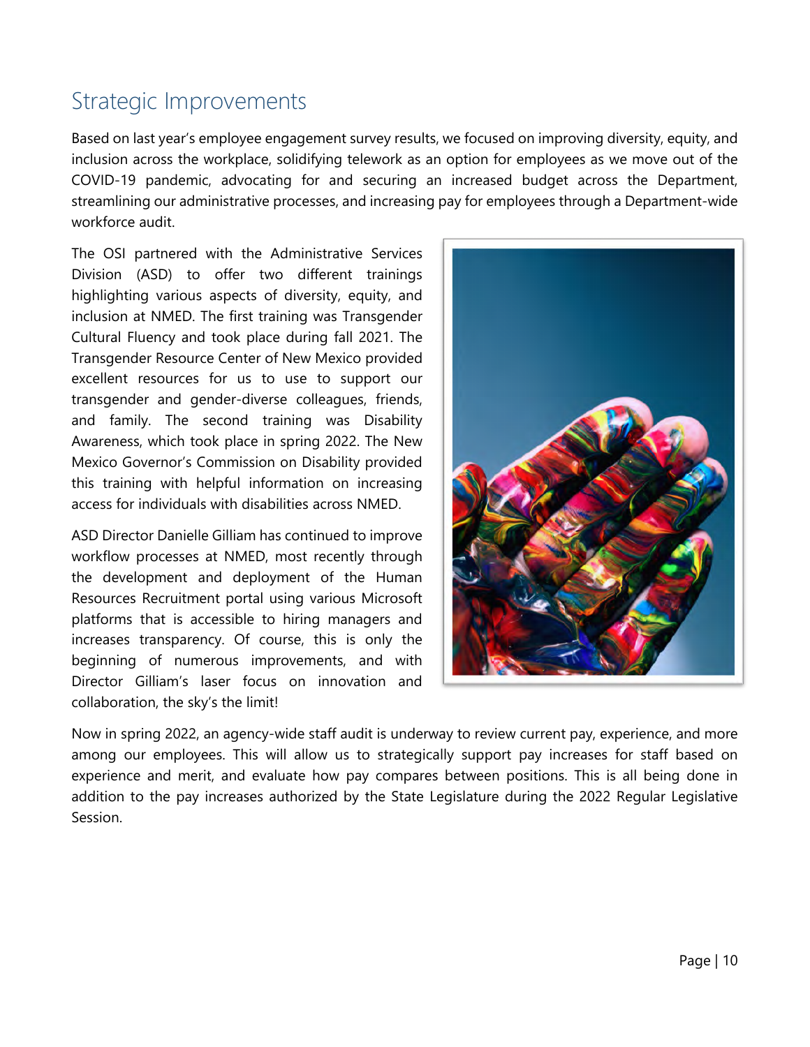## Strategic Improvements

Based on last year's employee engagement survey results, we focused on improving diversity, equity, and inclusion across the workplace, solidifying telework as an option for employees as we move out of the COVID-19 pandemic, advocating for and securing an increased budget across the Department, streamlining our administrative processes, and increasing pay for employees through a Department-wide workforce audit.

The OSI partnered with the Administrative Services Division (ASD) to offer two different trainings highlighting various aspects of diversity, equity, and inclusion at NMED. The first training was Transgender Cultural Fluency and took place during fall 2021. The Transgender Resource Center of New Mexico provided excellent resources for us to use to support our transgender and gender-diverse colleagues, friends, and family. The second training was Disability Awareness, which took place in spring 2022. The New Mexico Governor's Commission on Disability provided this training with helpful information on increasing access for individuals with disabilities across NMED.

ASD Director Danielle Gilliam has continued to improve workflow processes at NMED, most recently through the development and deployment of the Human Resources Recruitment portal using various Microsoft platforms that is accessible to hiring managers and increases transparency. Of course, this is only the beginning of numerous improvements, and with Director Gilliam's laser focus on innovation and collaboration, the sky's the limit!

Now in spring 2022, an agency-wide staff audit is underway to review current pay, experience, and more among our employees. This will allow us to strategically support pay increases for staff based on experience and merit, and evaluate how pay compares between positions. This is all being done in addition to the pay increases authorized by the State Legislature during the 2022 Regular Legislative Session.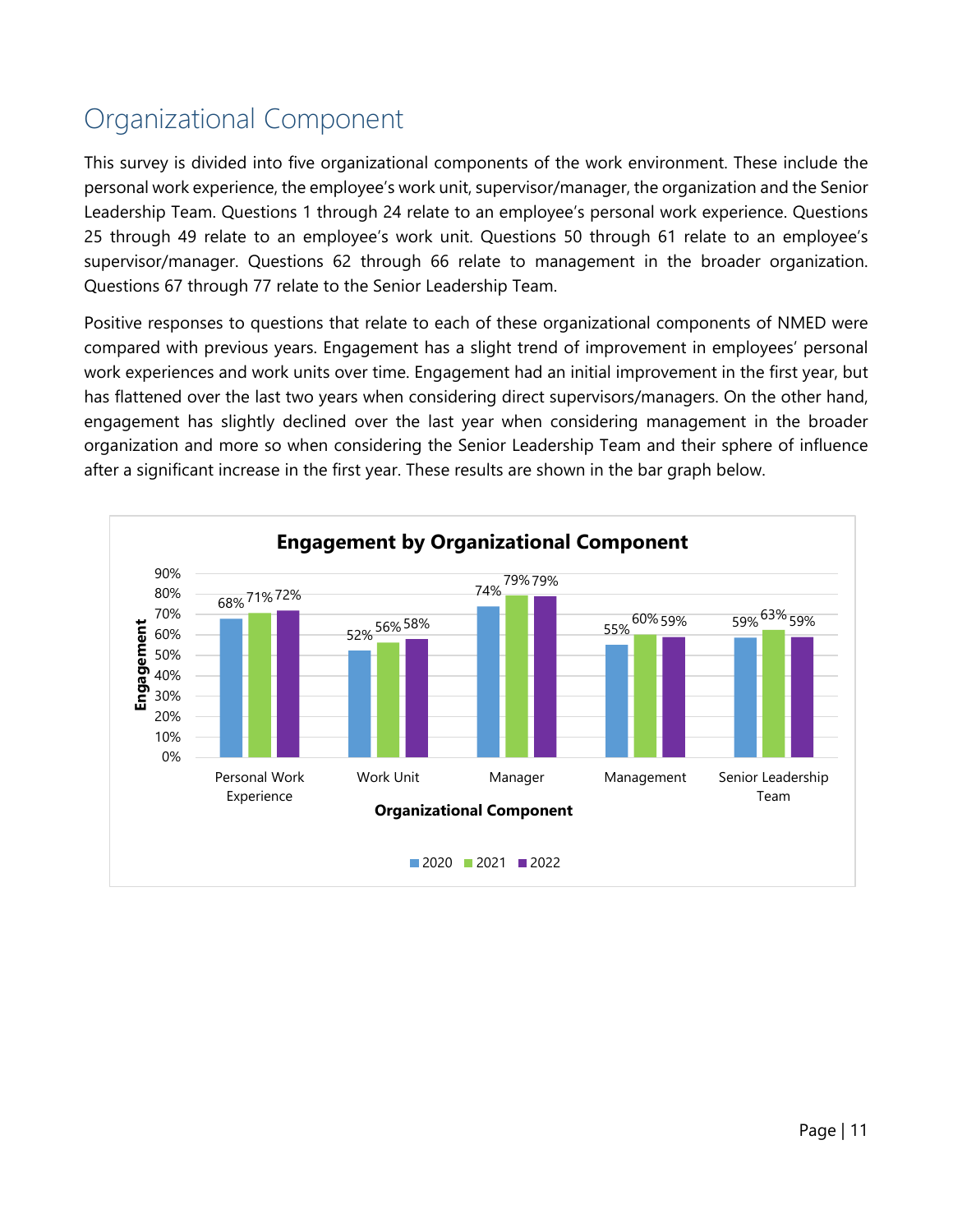# Organizational Component

This survey is divided into five organizational components of the work environment. These include the personal work experience, the employee's work unit, supervisor/manager, the organization and the Senior Leadership Team. Questions 1 through 24 relate to an employee's personal work experience. Questions 25 through 49 relate to an employee's work unit. Questions 50 through 61 relate to an employee's supervisor/manager. Questions 62 through 66 relate to management in the broader organization. Questions 67 through 77 relate to the Senior Leadership Team.

Positive responses to questions that relate to each of these organizational components of NMED were compared with previous years. Engagement has a slight trend of improvement in employees' personal work experiences and work units over time. Engagement had an initial improvement in the first year, but has flattened over the last two years when considering direct supervisors/managers. On the other hand, engagement has slightly declined over the last year when considering management in the broader organization and more so when considering the Senior Leadership Team and their sphere of influence after a significant increase in the first year. These results are shown in the bar graph below.

**Engagement by Organizational Component**

| Organizational Component | 2020 | 2021 | 2022 |
|---|---|---|---|
| Personal Work Experience | 68% | 71% | 72% |
| Work Unit | 52% | 56% | 58% |
| Manager | 74% | 79% | 79% |
| Management | 55% | 60% | 59% |
| Senior Leadership Team | 59% | 63% | 59% |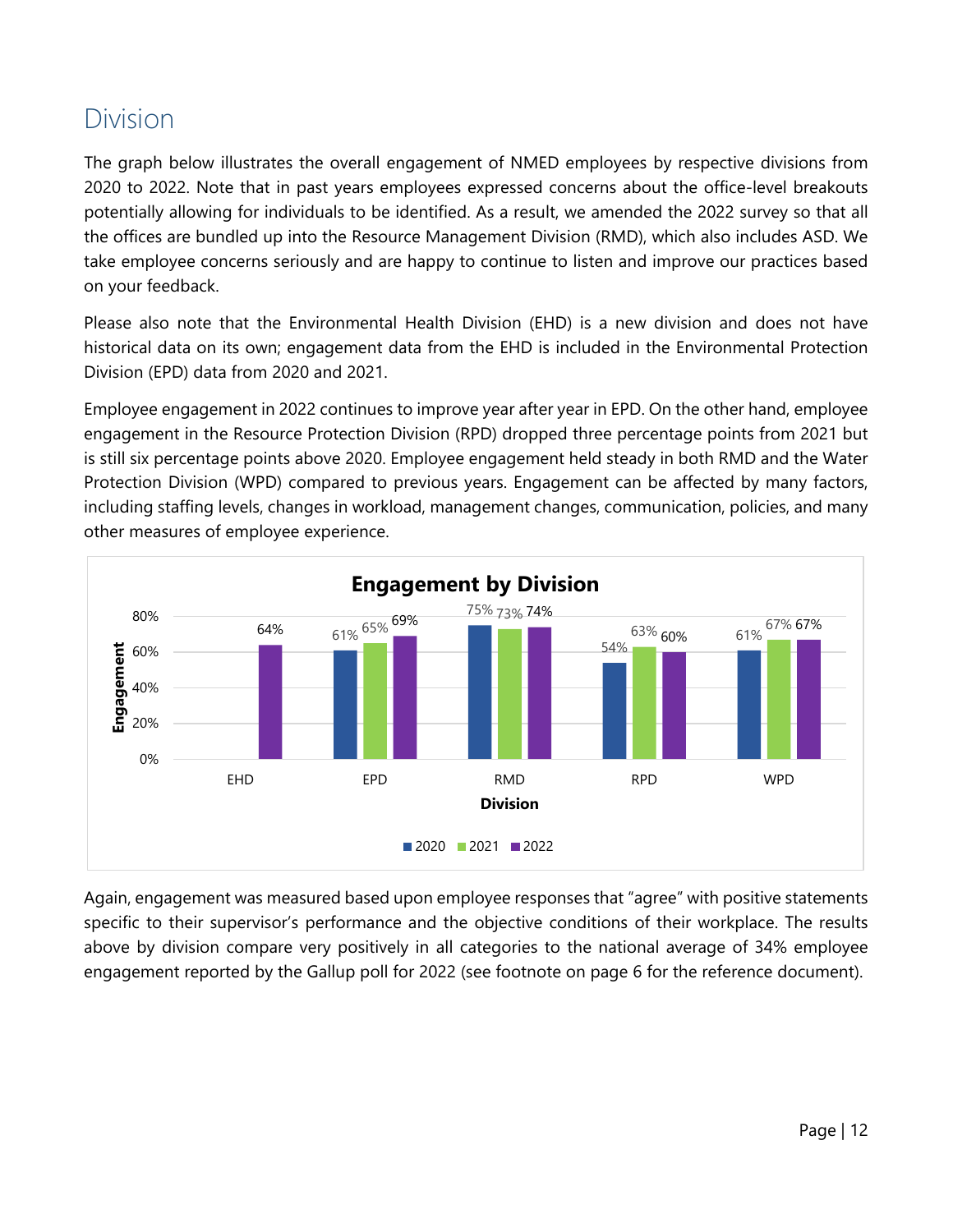## Division

The graph below illustrates the overall engagement of NMED employees by respective divisions from 2020 to 2022. Note that in past years employees expressed concerns about the office-level breakouts potentially allowing for individuals to be identified. As a result, we amended the 2022 survey so that all the offices are bundled up into the Resource Management Division (RMD), which also includes ASD. We take employee concerns seriously and are happy to continue to listen and improve our practices based on your feedback.

Please also note that the Environmental Health Division (EHD) is a new division and does not have historical data on its own; engagement data from the EHD is included in the Environmental Protection Division (EPD) data from 2020 and 2021.

Employee engagement in 2022 continues to improve year after year in EPD. On the other hand, employee engagement in the Resource Protection Division (RPD) dropped three percentage points from 2021 but is still six percentage points above 2020. Employee engagement held steady in both RMD and the Water Protection Division (WPD) compared to previous years. Engagement can be affected by many factors, including staffing levels, changes in workload, management changes, communication, policies, and many other measures of employee experience.

**Engagement by Division**

| Division | 2020 | 2021 | 2022 |
|---|---|---|---|
| EHD | | | 64% |
| EPD | 61% | 65% | 69% |
| RMD | 75% | 73% | 74% |
| RPD | 54% | 63% | 60% |
| WPD | 61% | 67% | 67% |

Again, engagement was measured based upon employee responses that "agree" with positive statements specific to their supervisor's performance and the objective conditions of their workplace. The results above by division compare very positively in all categories to the national average of 34% employee engagement reported by the Gallup poll for 2022 (see footnote on page 6 for the reference document).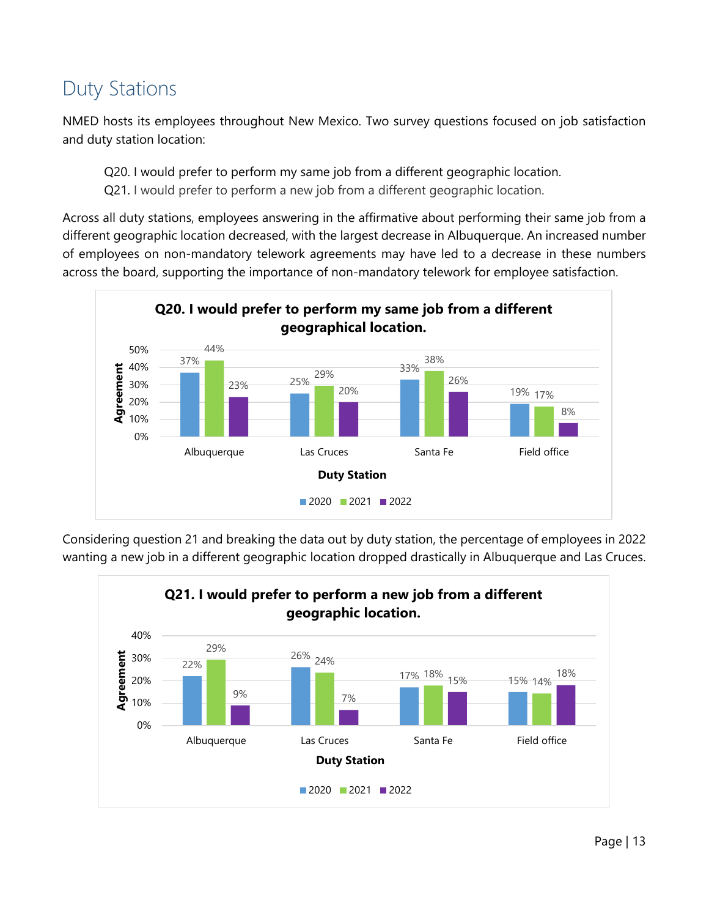## Duty Stations

NMED hosts its employees throughout New Mexico. Two survey questions focused on job satisfaction and duty station location:

> Q20. I would prefer to perform my same job from a different geographic location.
> Q21. I would prefer to perform a new job from a different geographic location.

Across all duty stations, employees answering in the affirmative about performing their same job from a different geographic location decreased, with the largest decrease in Albuquerque. An increased number of employees on non-mandatory telework agreements may have led to a decrease in these numbers across the board, supporting the importance of non-mandatory telework for employee satisfaction.

**Q20. I would prefer to perform my same job from a different geographical location.**

| Duty Station | 2020 | 2021 | 2022 |
|---|---|---|---|
| Albuquerque | 37% | 44% | 23% |
| Las Cruces | 25% | 29% | 20% |
| Santa Fe | 33% | 38% | 26% |
| Field office | 19% | 17% | 8% |

Considering question 21 and breaking the data out by duty station, the percentage of employees in 2022 wanting a new job in a different geographic location dropped drastically in Albuquerque and Las Cruces.

**Q21. I would prefer to perform a new job from a different geographic location.**

| Duty Station | 2020 | 2021 | 2022 |
|---|---|---|---|
| Albuquerque | 22% | 29% | 9% |
| Las Cruces | 26% | 24% | 7% |
| Santa Fe | 17% | 18% | 15% |
| Field office | 15% | 14% | 18% |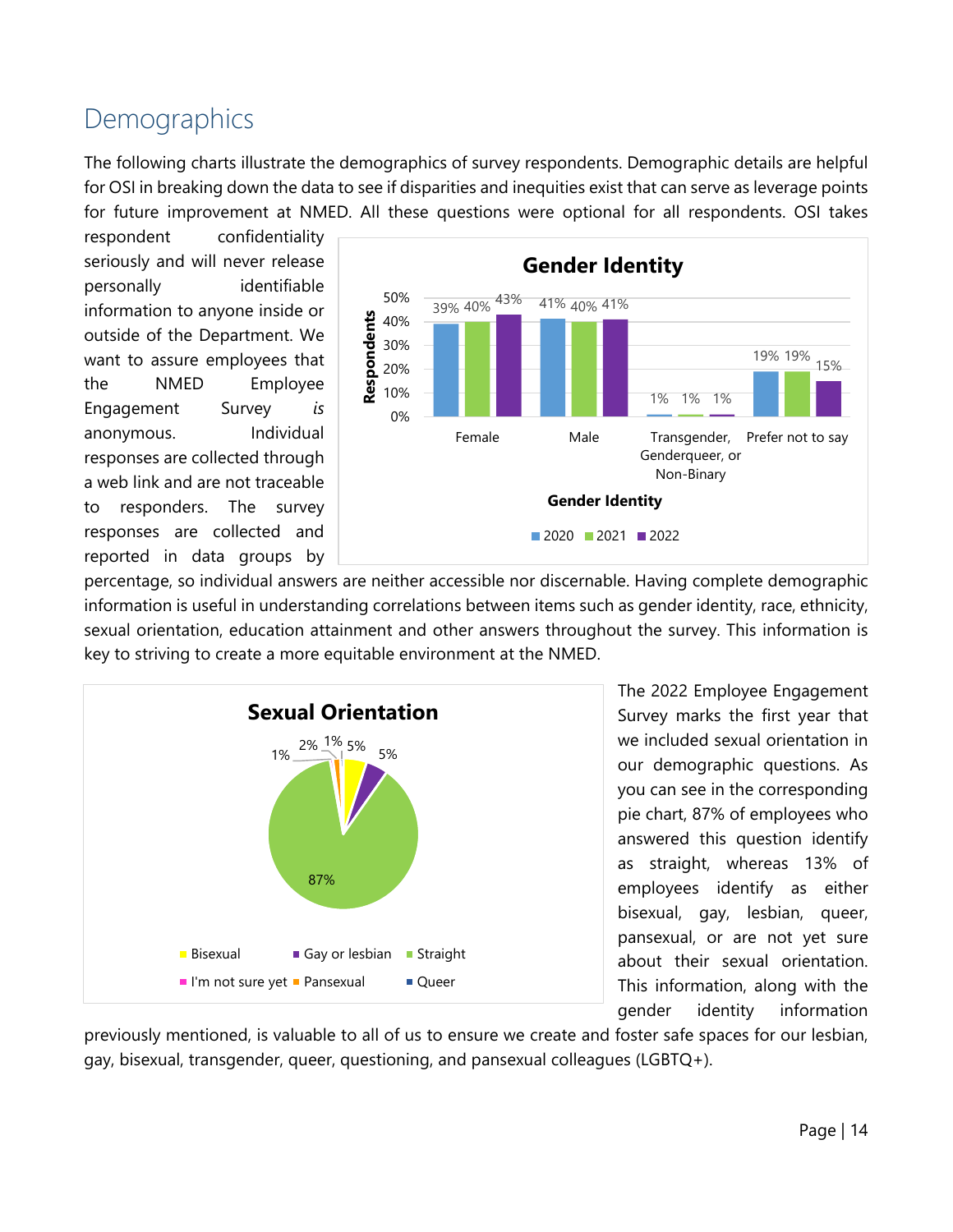# Demographics

The following charts illustrate the demographics of survey respondents. Demographic details are helpful for OSI in breaking down the data to see if disparities and inequities exist that can serve as leverage points for future improvement at NMED. All these questions were optional for all respondents. OSI takes respondent confidentiality seriously and will never release personally identifiable information to anyone inside or outside of the Department. We want to assure employees that the NMED Employee Engagement Survey *is* anonymous. Individual responses are collected through a web link and are not traceable to responders. The survey responses are collected and reported in data groups by percentage, so individual answers are neither accessible nor discernable. Having complete demographic information is useful in understanding correlations between items such as gender identity, race, ethnicity, sexual orientation, education attainment and other answers throughout the survey. This information is key to striving to create a more equitable environment at the NMED.

**Gender Identity**

| Gender Identity | 2020 | 2021 | 2022 |
|---|---|---|---|
| Female | 39% | 40% | 43% |
| Male | 41% | 40% | 41% |
| Transgender, Genderqueer, or Non-Binary | 1% | 1% | 1% |
| Prefer not to say | 19% | 19% | 15% |

**Sexual Orientation**

| Sexual Orientation | Percentage |
|---|---|
| Bisexual | 5% |
| Gay or lesbian | 5% |
| Straight | 87% |
| I'm not sure yet | 1% |
| Pansexual | 2% |
| Queer | 1% |

The 2022 Employee Engagement Survey marks the first year that we included sexual orientation in our demographic questions. As you can see in the corresponding pie chart, 87% of employees who answered this question identify as straight, whereas 13% of employees identify as either bisexual, gay, lesbian, queer, pansexual, or are not yet sure about their sexual orientation. This information, along with the gender identity information previously mentioned, is valuable to all of us to ensure we create and foster safe spaces for our lesbian, gay, bisexual, transgender, queer, questioning, and pansexual colleagues (LGBTQ+).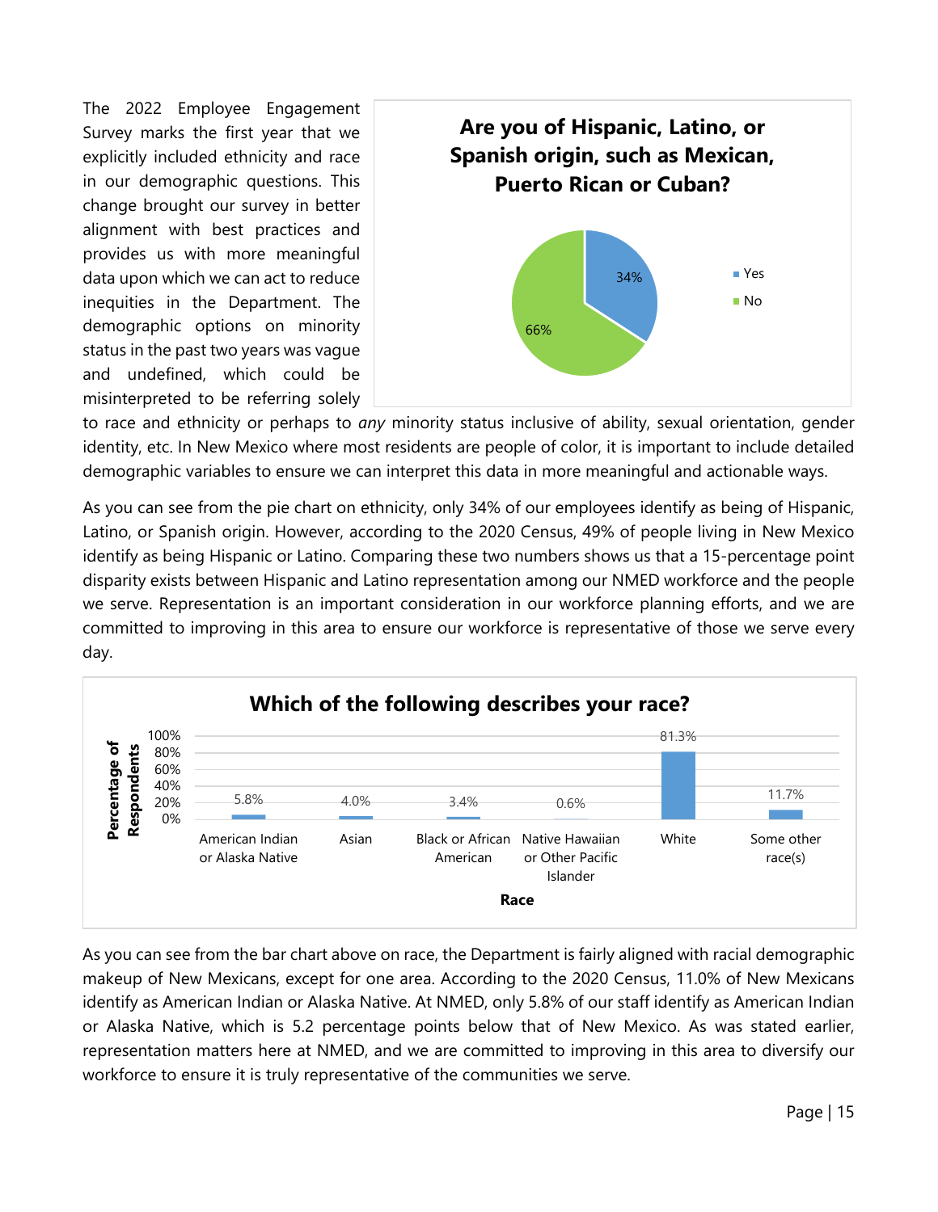The 2022 Employee Engagement Survey marks the first year that we explicitly included ethnicity and race in our demographic questions. This change brought our survey in better alignment with best practices and provides us with more meaningful data upon which we can act to reduce inequities in the Department. The demographic options on minority status in the past two years was vague and undefined, which could be misinterpreted to be referring solely to race and ethnicity or perhaps to *any* minority status inclusive of ability, sexual orientation, gender identity, etc. In New Mexico where most residents are people of color, it is important to include detailed demographic variables to ensure we can interpret this data in more meaningful and actionable ways.

**Are you of Hispanic, Latino, or Spanish origin, such as Mexican, Puerto Rican or Cuban?**

| Response | Percentage |
|---|---|
| Yes | 34% |
| No | 66% |

As you can see from the pie chart on ethnicity, only 34% of our employees identify as being of Hispanic, Latino, or Spanish origin. However, according to the 2020 Census, 49% of people living in New Mexico identify as being Hispanic or Latino. Comparing these two numbers shows us that a 15-percentage point disparity exists between Hispanic and Latino representation among our NMED workforce and the people we serve. Representation is an important consideration in our workforce planning efforts, and we are committed to improving in this area to ensure our workforce is representative of those we serve every day.

**Which of the following describes your race?**

| Race | Percentage of Respondents |
|---|---|
| American Indian or Alaska Native | 5.8% |
| Asian | 4.0% |
| Black or African American | 3.4% |
| Native Hawaiian or Other Pacific Islander | 0.6% |
| White | 81.3% |
| Some other race(s) | 11.7% |

As you can see from the bar chart above on race, the Department is fairly aligned with racial demographic makeup of New Mexicans, except for one area. According to the 2020 Census, 11.0% of New Mexicans identify as American Indian or Alaska Native. At NMED, only 5.8% of our staff identify as American Indian or Alaska Native, which is 5.2 percentage points below that of New Mexico. As was stated earlier, representation matters here at NMED, and we are committed to improving in this area to diversify our workforce to ensure it is truly representative of the communities we serve.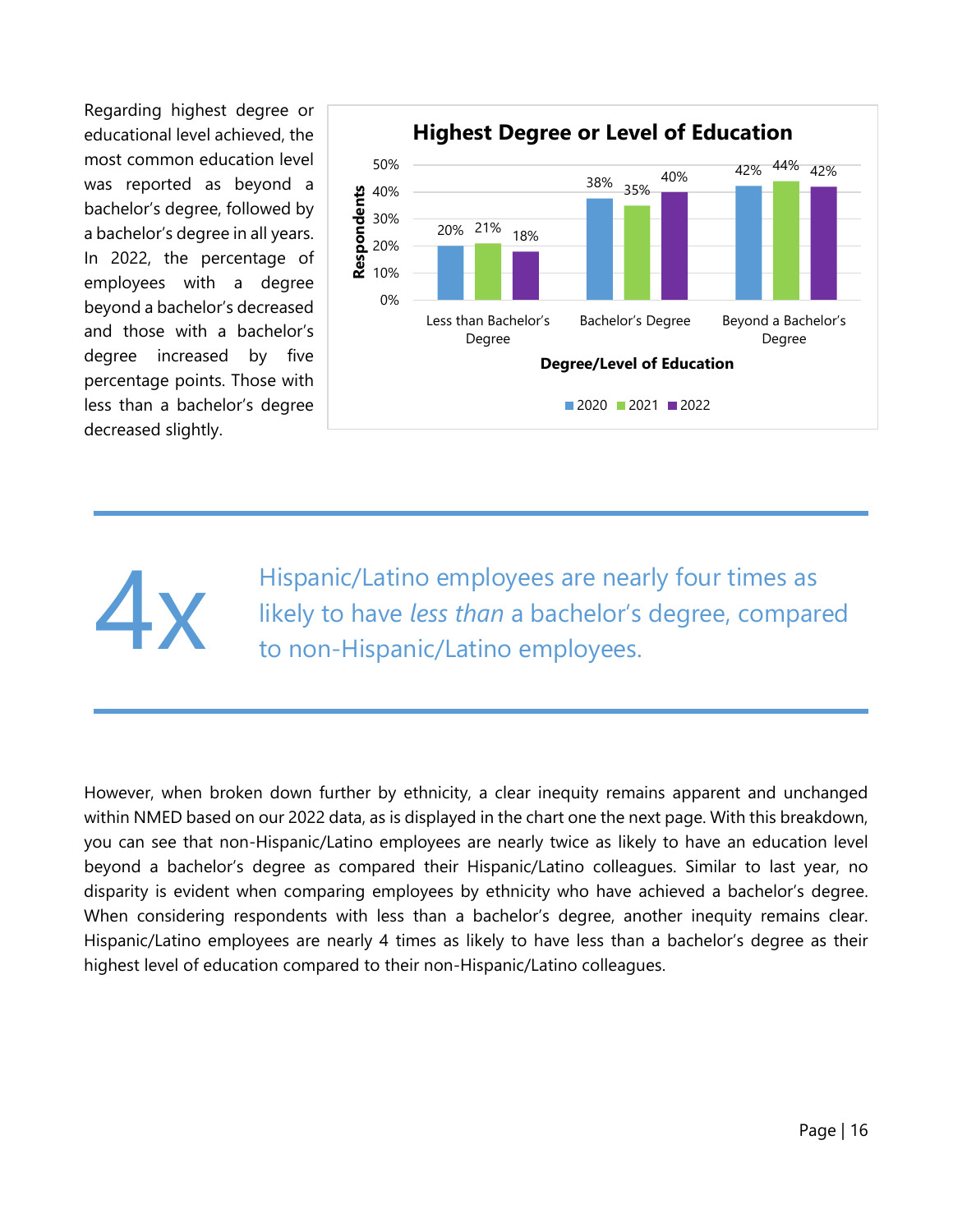Regarding highest degree or educational level achieved, the most common education level was reported as beyond a bachelor's degree, followed by a bachelor's degree in all years. In 2022, the percentage of employees with a degree beyond a bachelor's decreased and those with a bachelor's degree increased by five percentage points. Those with less than a bachelor's degree decreased slightly.

**Highest Degree or Level of Education**

| Degree/Level of Education | 2020 | 2021 | 2022 |
| --- | --- | --- | --- |
| Less than Bachelor's Degree | 20% | 21% | 18% |
| Bachelor's Degree | 38% | 35% | 40% |
| Beyond a Bachelor's Degree | 42% | 44% | 42% |

**4x** Hispanic/Latino employees are nearly four times as likely to have *less than* a bachelor's degree, compared to non-Hispanic/Latino employees.

However, when broken down further by ethnicity, a clear inequity remains apparent and unchanged within NMED based on our 2022 data, as is displayed in the chart one the next page. With this breakdown, you can see that non-Hispanic/Latino employees are nearly twice as likely to have an education level beyond a bachelor's degree as compared their Hispanic/Latino colleagues. Similar to last year, no disparity is evident when comparing employees by ethnicity who have achieved a bachelor's degree. When considering respondents with less than a bachelor's degree, another inequity remains clear. Hispanic/Latino employees are nearly 4 times as likely to have less than a bachelor's degree as their highest level of education compared to their non-Hispanic/Latino colleagues.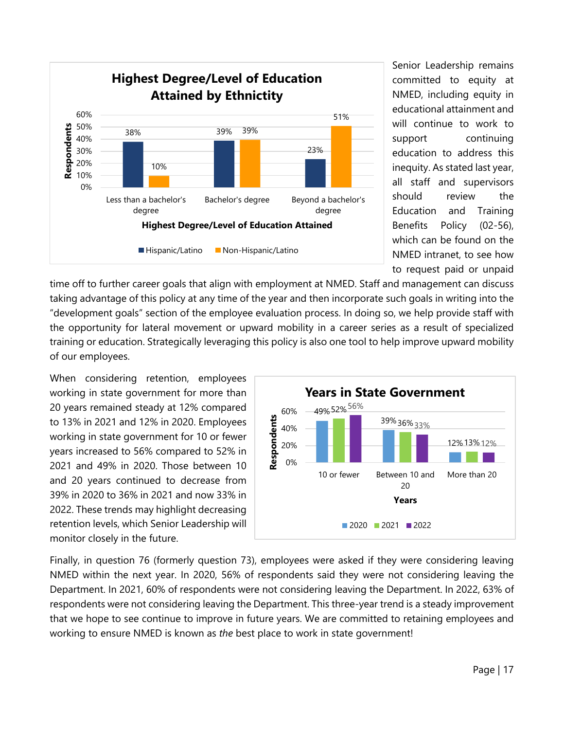**Highest Degree/Level of Education Attained by Ethnictiy**

| Highest Degree/Level of Education Attained | Hispanic/Latino | Non-Hispanic/Latino |
|---|---|---|
| Less than a bachelor's degree | 38% | 10% |
| Bachelor's degree | 39% | 39% |
| Beyond a bachelor's degree | 23% | 51% |

Senior Leadership remains committed to equity at NMED, including equity in educational attainment and will continue to work to support continuing education to address this inequity. As stated last year, all staff and supervisors should review the Education and Training Benefits Policy (02-56), which can be found on the NMED intranet, to see how to request paid or unpaid time off to further career goals that align with employment at NMED. Staff and management can discuss taking advantage of this policy at any time of the year and then incorporate such goals in writing into the "development goals" section of the employee evaluation process. In doing so, we help provide staff with the opportunity for lateral movement or upward mobility in a career series as a result of specialized training or education. Strategically leveraging this policy is also one tool to help improve upward mobility of our employees.

When considering retention, employees working in state government for more than 20 years remained steady at 12% compared to 13% in 2021 and 12% in 2020. Employees working in state government for 10 or fewer years increased to 56% compared to 52% in 2021 and 49% in 2020. Those between 10 and 20 years continued to decrease from 39% in 2020 to 36% in 2021 and now 33% in 2022. These trends may highlight decreasing retention levels, which Senior Leadership will monitor closely in the future.

**Years in State Government**

| Years | 2020 | 2021 | 2022 |
|---|---|---|---|
| 10 or fewer | 49% | 52% | 56% |
| Between 10 and 20 | 39% | 36% | 33% |
| More than 20 | 12% | 13% | 12% |

Finally, in question 76 (formerly question 73), employees were asked if they were considering leaving NMED within the next year. In 2020, 56% of respondents said they were not considering leaving the Department. In 2021, 60% of respondents were not considering leaving the Department. In 2022, 63% of respondents were not considering leaving the Department. This three-year trend is a steady improvement that we hope to see continue to improve in future years. We are committed to retaining employees and working to ensure NMED is known as *the* best place to work in state government!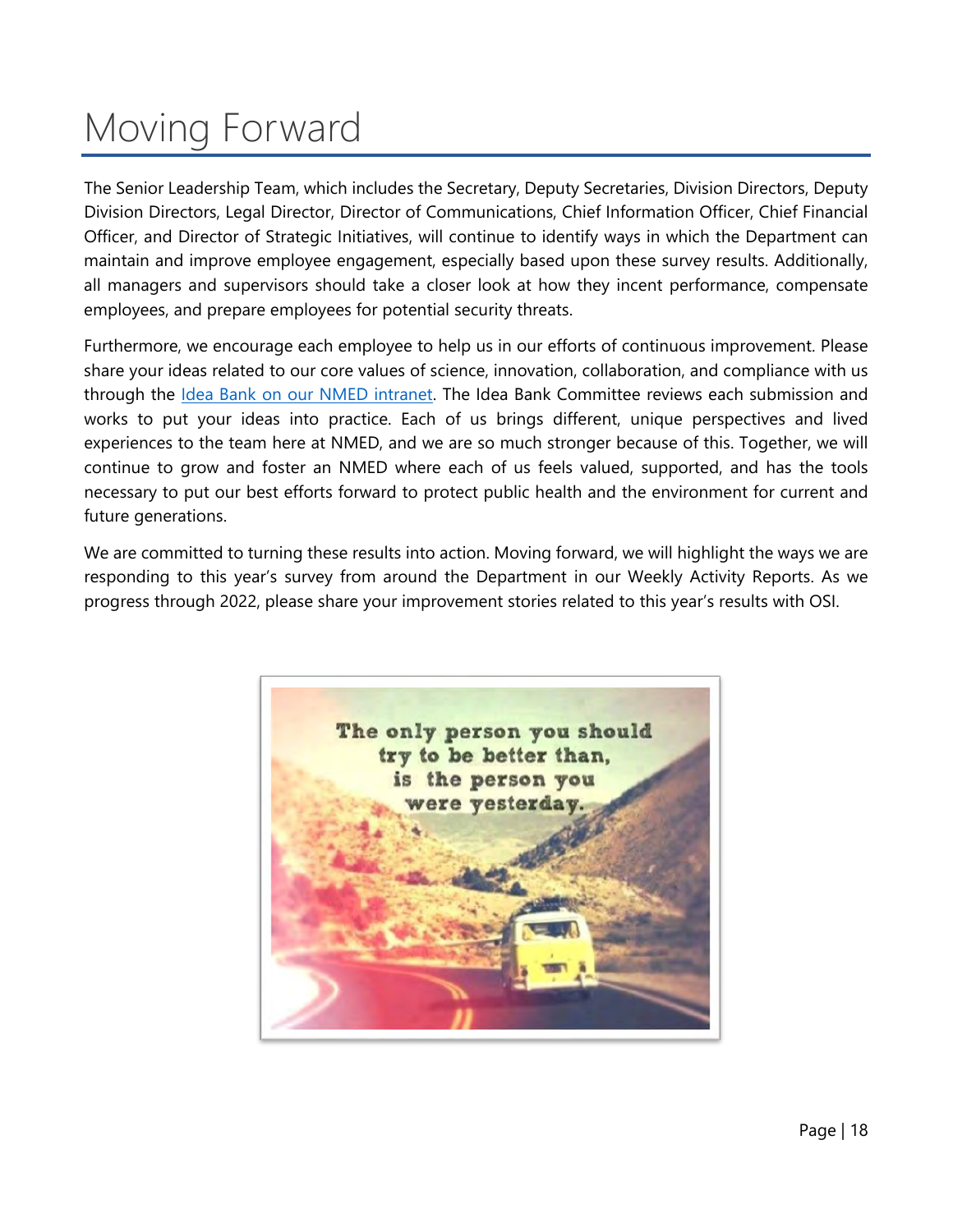# Moving Forward

The Senior Leadership Team, which includes the Secretary, Deputy Secretaries, Division Directors, Deputy Division Directors, Legal Director, Director of Communications, Chief Information Officer, Chief Financial Officer, and Director of Strategic Initiatives, will continue to identify ways in which the Department can maintain and improve employee engagement, especially based upon these survey results. Additionally, all managers and supervisors should take a closer look at how they incent performance, compensate employees, and prepare employees for potential security threats.

Furthermore, we encourage each employee to help us in our efforts of continuous improvement. Please share your ideas related to our core values of science, innovation, collaboration, and compliance with us through the Idea Bank on our NMED intranet. The Idea Bank Committee reviews each submission and works to put your ideas into practice. Each of us brings different, unique perspectives and lived experiences to the team here at NMED, and we are so much stronger because of this. Together, we will continue to grow and foster an NMED where each of us feels valued, supported, and has the tools necessary to put our best efforts forward to protect public health and the environment for current and future generations.

We are committed to turning these results into action. Moving forward, we will highlight the ways we are responding to this year's survey from around the Department in our Weekly Activity Reports. As we progress through 2022, please share your improvement stories related to this year's results with OSI.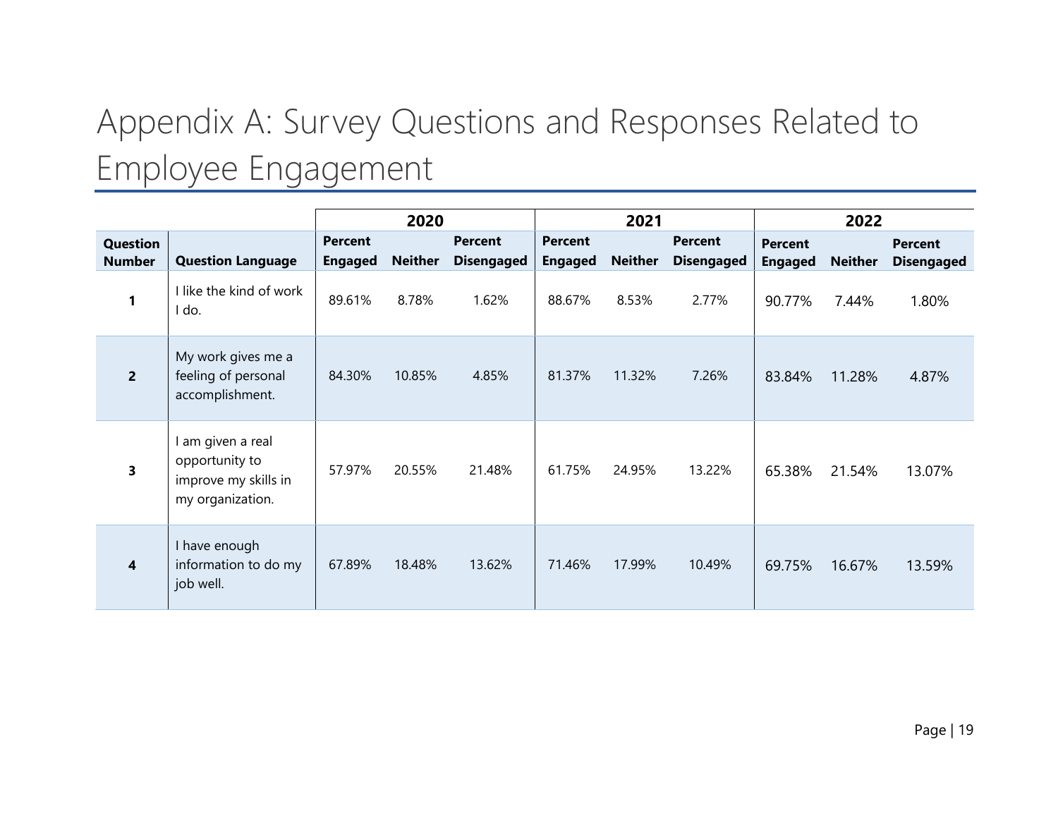# Appendix A: Survey Questions and Responses Related to Employee Engagement

| | | 2020 | | | 2021 | | | 2022 | | |
|---|---|---|---|---|---|---|---|---|---|---|
| **Question Number** | **Question Language** | **Percent Engaged** | **Neither** | **Percent Disengaged** | **Percent Engaged** | **Neither** | **Percent Disengaged** | **Percent Engaged** | **Neither** | **Percent Disengaged** |
| **1** | I like the kind of work I do. | 89.61% | 8.78% | 1.62% | 88.67% | 8.53% | 2.77% | 90.77% | 7.44% | 1.80% |
| **2** | My work gives me a feeling of personal accomplishment. | 84.30% | 10.85% | 4.85% | 81.37% | 11.32% | 7.26% | 83.84% | 11.28% | 4.87% |
| **3** | I am given a real opportunity to improve my skills in my organization. | 57.97% | 20.55% | 21.48% | 61.75% | 24.95% | 13.22% | 65.38% | 21.54% | 13.07% |
| **4** | I have enough information to do my job well. | 67.89% | 18.48% | 13.62% | 71.46% | 17.99% | 10.49% | 69.75% | 16.67% | 13.59% |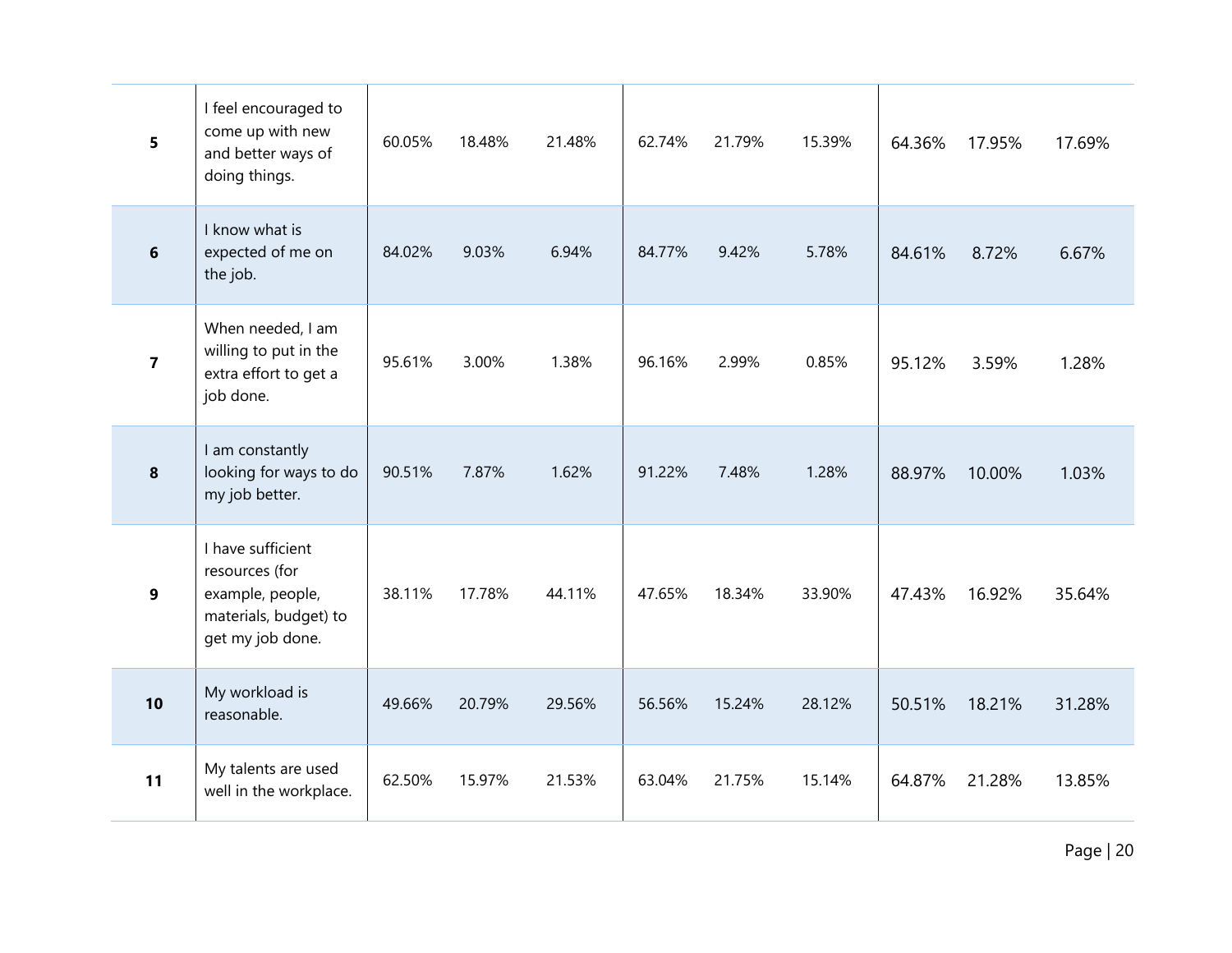| | | | | | | | | | | |
|---|---|---|---|---|---|---|---|---|---|---|
| **5** | I feel encouraged to come up with new and better ways of doing things. | 60.05% | 18.48% | 21.48% | 62.74% | 21.79% | 15.39% | 64.36% | 17.95% | 17.69% |
| **6** | I know what is expected of me on the job. | 84.02% | 9.03% | 6.94% | 84.77% | 9.42% | 5.78% | 84.61% | 8.72% | 6.67% |
| **7** | When needed, I am willing to put in the extra effort to get a job done. | 95.61% | 3.00% | 1.38% | 96.16% | 2.99% | 0.85% | 95.12% | 3.59% | 1.28% |
| **8** | I am constantly looking for ways to do my job better. | 90.51% | 7.87% | 1.62% | 91.22% | 7.48% | 1.28% | 88.97% | 10.00% | 1.03% |
| **9** | I have sufficient resources (for example, people, materials, budget) to get my job done. | 38.11% | 17.78% | 44.11% | 47.65% | 18.34% | 33.90% | 47.43% | 16.92% | 35.64% |
| **10** | My workload is reasonable. | 49.66% | 20.79% | 29.56% | 56.56% | 15.24% | 28.12% | 50.51% | 18.21% | 31.28% |
| **11** | My talents are used well in the workplace. | 62.50% | 15.97% | 21.53% | 63.04% | 21.75% | 15.14% | 64.87% | 21.28% | 13.85% |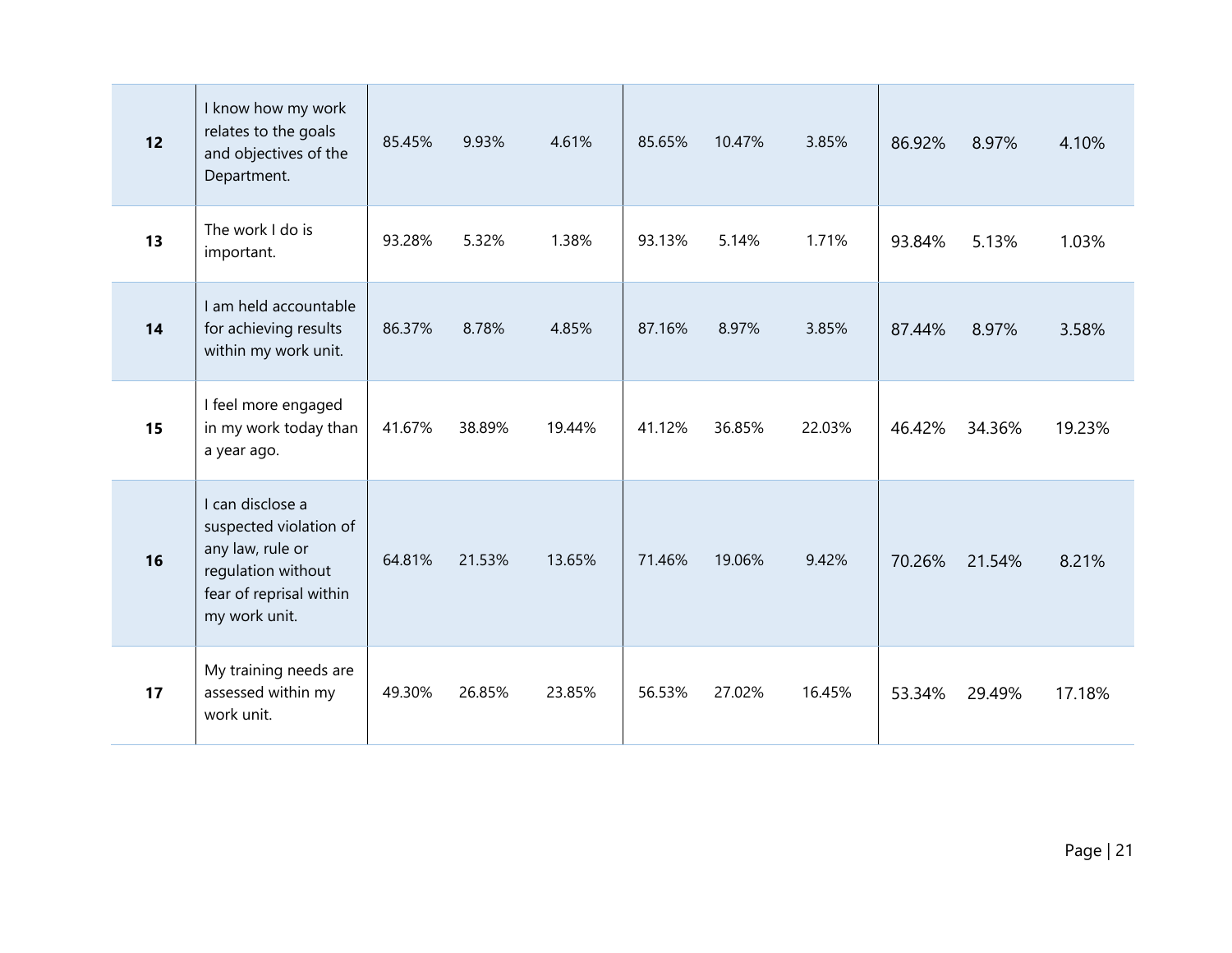| | | | | | | | | | | |
|---|---|---|---|---|---|---|---|---|---|---|
| **12** | I know how my work relates to the goals and objectives of the Department. | 85.45% | 9.93% | 4.61% | 85.65% | 10.47% | 3.85% | 86.92% | 8.97% | 4.10% |
| **13** | The work I do is important. | 93.28% | 5.32% | 1.38% | 93.13% | 5.14% | 1.71% | 93.84% | 5.13% | 1.03% |
| **14** | I am held accountable for achieving results within my work unit. | 86.37% | 8.78% | 4.85% | 87.16% | 8.97% | 3.85% | 87.44% | 8.97% | 3.58% |
| **15** | I feel more engaged in my work today than a year ago. | 41.67% | 38.89% | 19.44% | 41.12% | 36.85% | 22.03% | 46.42% | 34.36% | 19.23% |
| **16** | I can disclose a suspected violation of any law, rule or regulation without fear of reprisal within my work unit. | 64.81% | 21.53% | 13.65% | 71.46% | 19.06% | 9.42% | 70.26% | 21.54% | 8.21% |
| **17** | My training needs are assessed within my work unit. | 49.30% | 26.85% | 23.85% | 56.53% | 27.02% | 16.45% | 53.34% | 29.49% | 17.18% |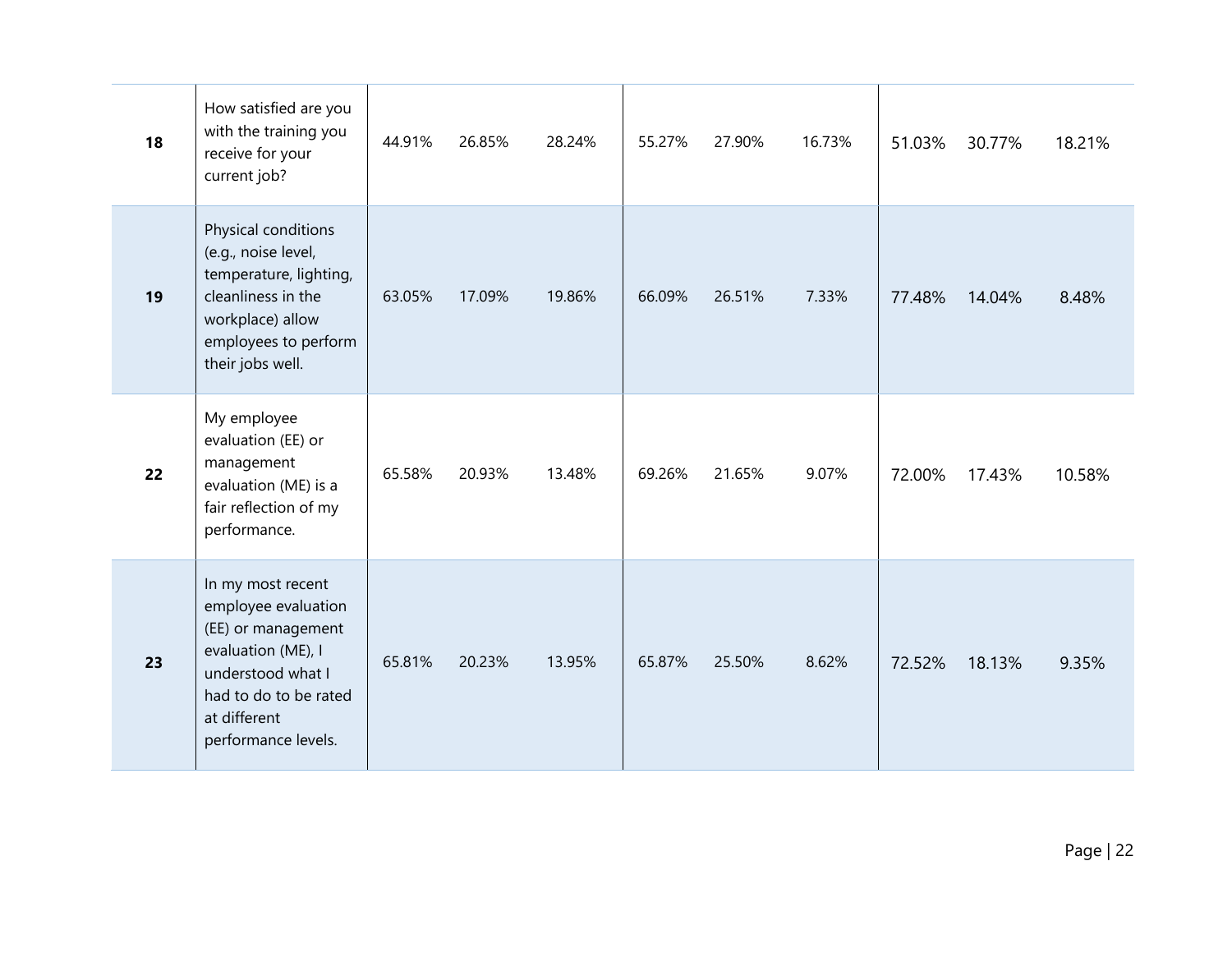| | | | | | | | | | | |
|---|---|---|---|---|---|---|---|---|---|---|
| 18 | How satisfied are you with the training you receive for your current job? | 44.91% | 26.85% | 28.24% | 55.27% | 27.90% | 16.73% | 51.03% | 30.77% | 18.21% |
| 19 | Physical conditions (e.g., noise level, temperature, lighting, cleanliness in the workplace) allow employees to perform their jobs well. | 63.05% | 17.09% | 19.86% | 66.09% | 26.51% | 7.33% | 77.48% | 14.04% | 8.48% |
| 22 | My employee evaluation (EE) or management evaluation (ME) is a fair reflection of my performance. | 65.58% | 20.93% | 13.48% | 69.26% | 21.65% | 9.07% | 72.00% | 17.43% | 10.58% |
| 23 | In my most recent employee evaluation (EE) or management evaluation (ME), I understood what I had to do to be rated at different performance levels. | 65.81% | 20.23% | 13.95% | 65.87% | 25.50% | 8.62% | 72.52% | 18.13% | 9.35% |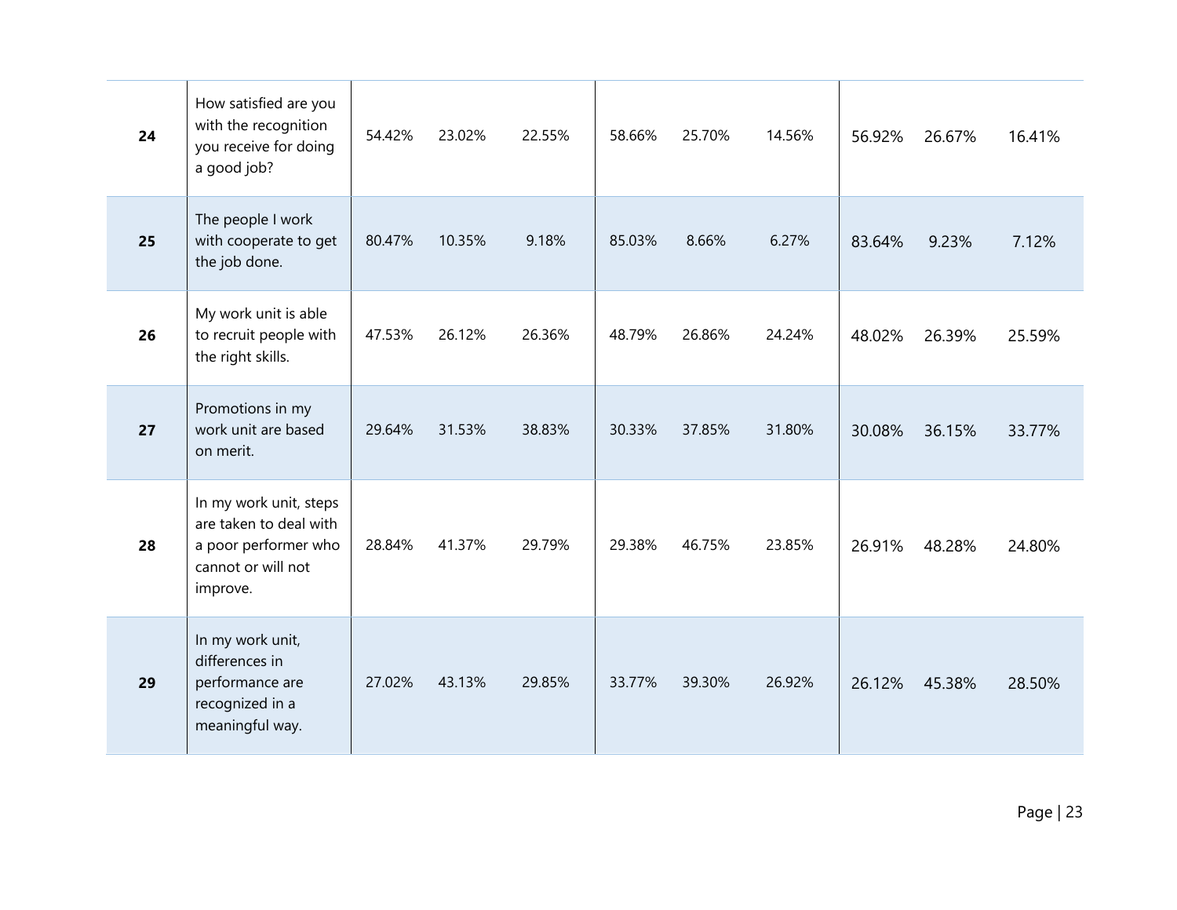| | | | | | | | | | | |
|---|---|---|---|---|---|---|---|---|---|---|
| **24** | How satisfied are you with the recognition you receive for doing a good job? | 54.42% | 23.02% | 22.55% | 58.66% | 25.70% | 14.56% | 56.92% | 26.67% | 16.41% |
| **25** | The people I work with cooperate to get the job done. | 80.47% | 10.35% | 9.18% | 85.03% | 8.66% | 6.27% | 83.64% | 9.23% | 7.12% |
| **26** | My work unit is able to recruit people with the right skills. | 47.53% | 26.12% | 26.36% | 48.79% | 26.86% | 24.24% | 48.02% | 26.39% | 25.59% |
| **27** | Promotions in my work unit are based on merit. | 29.64% | 31.53% | 38.83% | 30.33% | 37.85% | 31.80% | 30.08% | 36.15% | 33.77% |
| **28** | In my work unit, steps are taken to deal with a poor performer who cannot or will not improve. | 28.84% | 41.37% | 29.79% | 29.38% | 46.75% | 23.85% | 26.91% | 48.28% | 24.80% |
| **29** | In my work unit, differences in performance are recognized in a meaningful way. | 27.02% | 43.13% | 29.85% | 33.77% | 39.30% | 26.92% | 26.12% | 45.38% | 28.50% |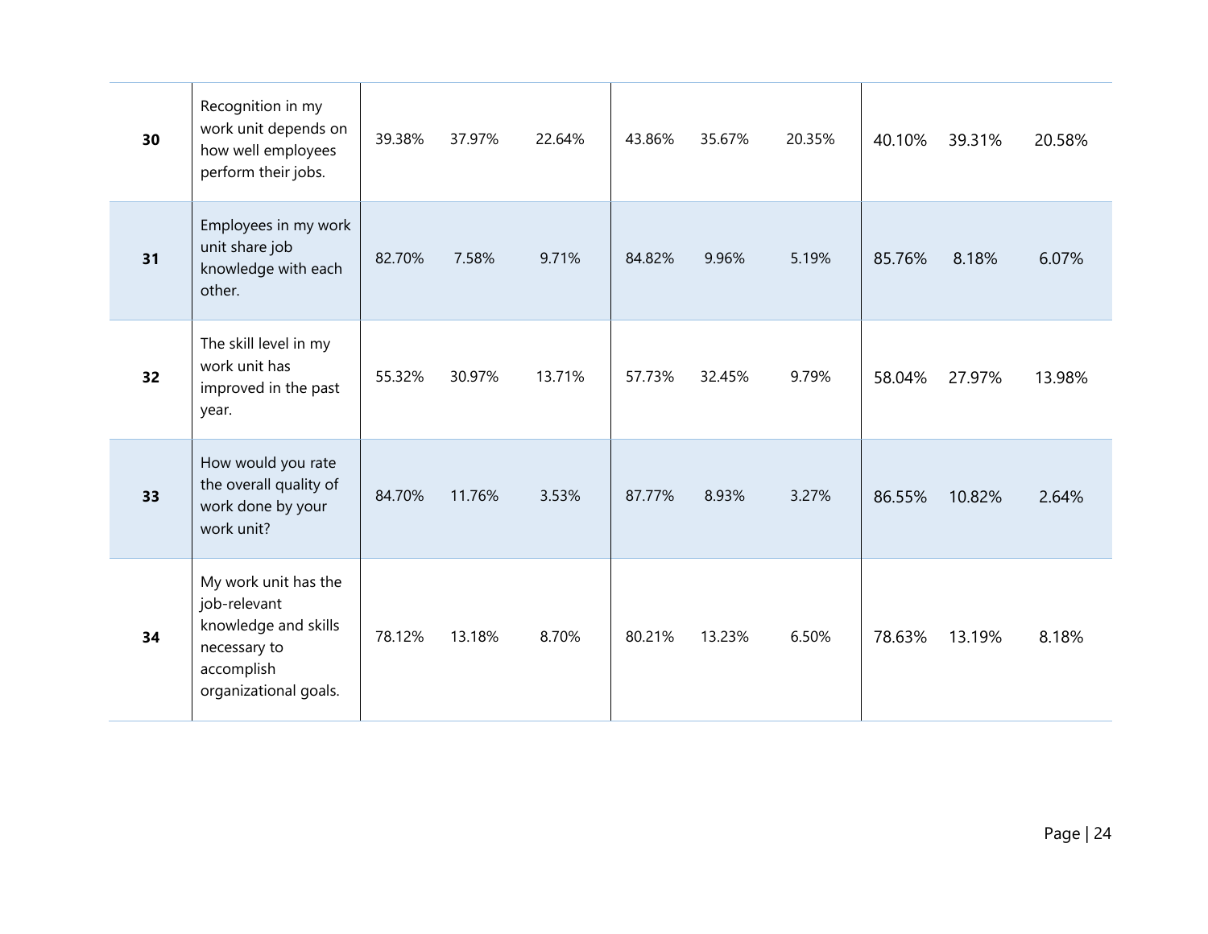| | | | | | | | | | | |
|---|---|---|---|---|---|---|---|---|---|---|
| **30** | Recognition in my work unit depends on how well employees perform their jobs. | 39.38% | 37.97% | 22.64% | 43.86% | 35.67% | 20.35% | 40.10% | 39.31% | 20.58% |
| **31** | Employees in my work unit share job knowledge with each other. | 82.70% | 7.58% | 9.71% | 84.82% | 9.96% | 5.19% | 85.76% | 8.18% | 6.07% |
| **32** | The skill level in my work unit has improved in the past year. | 55.32% | 30.97% | 13.71% | 57.73% | 32.45% | 9.79% | 58.04% | 27.97% | 13.98% |
| **33** | How would you rate the overall quality of work done by your work unit? | 84.70% | 11.76% | 3.53% | 87.77% | 8.93% | 3.27% | 86.55% | 10.82% | 2.64% |
| **34** | My work unit has the job-relevant knowledge and skills necessary to accomplish organizational goals. | 78.12% | 13.18% | 8.70% | 80.21% | 13.23% | 6.50% | 78.63% | 13.19% | 8.18% |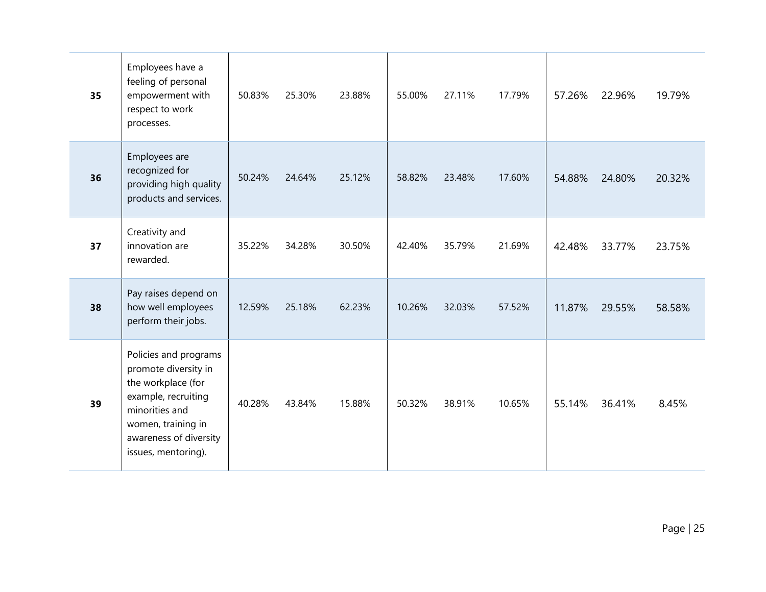| | | | | | | | | | | |
|---|---|---|---|---|---|---|---|---|---|---|
| **35** | Employees have a feeling of personal empowerment with respect to work processes. | 50.83% | 25.30% | 23.88% | 55.00% | 27.11% | 17.79% | 57.26% | 22.96% | 19.79% |
| **36** | Employees are recognized for providing high quality products and services. | 50.24% | 24.64% | 25.12% | 58.82% | 23.48% | 17.60% | 54.88% | 24.80% | 20.32% |
| **37** | Creativity and innovation are rewarded. | 35.22% | 34.28% | 30.50% | 42.40% | 35.79% | 21.69% | 42.48% | 33.77% | 23.75% |
| **38** | Pay raises depend on how well employees perform their jobs. | 12.59% | 25.18% | 62.23% | 10.26% | 32.03% | 57.52% | 11.87% | 29.55% | 58.58% |
| **39** | Policies and programs promote diversity in the workplace (for example, recruiting minorities and women, training in awareness of diversity issues, mentoring). | 40.28% | 43.84% | 15.88% | 50.32% | 38.91% | 10.65% | 55.14% | 36.41% | 8.45% |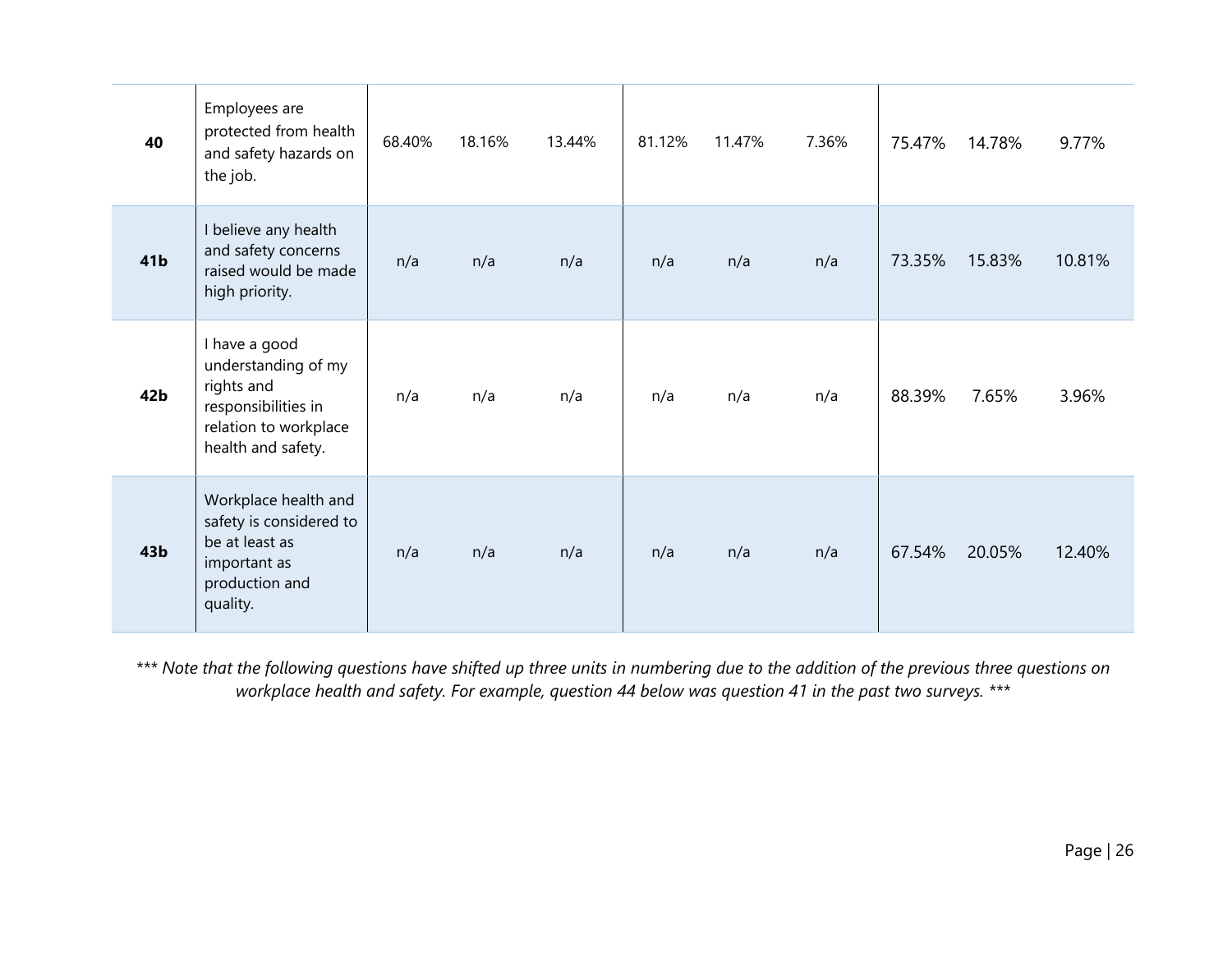| | | | | | | | | | | |
|---|---|---|---|---|---|---|---|---|---|---|
| **40** | Employees are protected from health and safety hazards on the job. | 68.40% | 18.16% | 13.44% | 81.12% | 11.47% | 7.36% | 75.47% | 14.78% | 9.77% |
| **41b** | I believe any health and safety concerns raised would be made high priority. | n/a | n/a | n/a | n/a | n/a | n/a | 73.35% | 15.83% | 10.81% |
| **42b** | I have a good understanding of my rights and responsibilities in relation to workplace health and safety. | n/a | n/a | n/a | n/a | n/a | n/a | 88.39% | 7.65% | 3.96% |
| **43b** | Workplace health and safety is considered to be at least as important as production and quality. | n/a | n/a | n/a | n/a | n/a | n/a | 67.54% | 20.05% | 12.40% |

*\*\*\* Note that the following questions have shifted up three units in numbering due to the addition of the previous three questions on workplace health and safety. For example, question 44 below was question 41 in the past two surveys. \*\*\**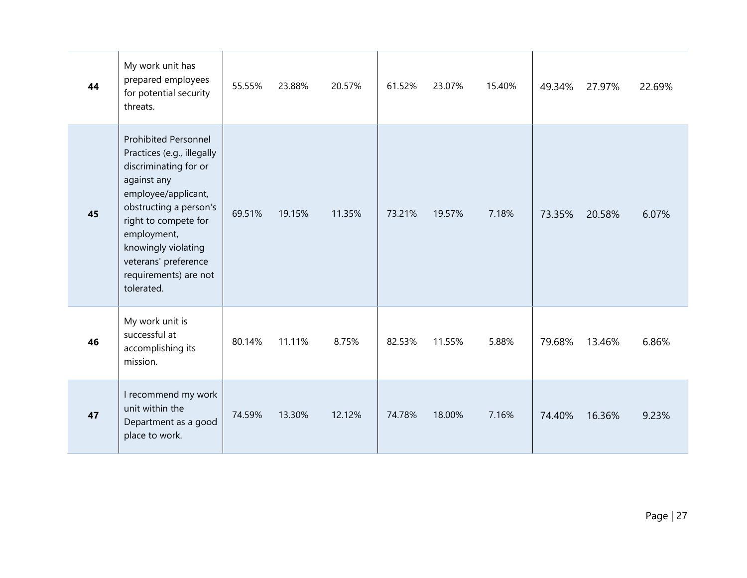| | | | | | | | | | | |
|---|---|---|---|---|---|---|---|---|---|---|
| **44** | My work unit has prepared employees for potential security threats. | 55.55% | 23.88% | 20.57% | 61.52% | 23.07% | 15.40% | 49.34% | 27.97% | 22.69% |
| **45** | Prohibited Personnel Practices (e.g., illegally discriminating for or against any employee/applicant, obstructing a person's right to compete for employment, knowingly violating veterans' preference requirements) are not tolerated. | 69.51% | 19.15% | 11.35% | 73.21% | 19.57% | 7.18% | 73.35% | 20.58% | 6.07% |
| **46** | My work unit is successful at accomplishing its mission. | 80.14% | 11.11% | 8.75% | 82.53% | 11.55% | 5.88% | 79.68% | 13.46% | 6.86% |
| **47** | I recommend my work unit within the Department as a good place to work. | 74.59% | 13.30% | 12.12% | 74.78% | 18.00% | 7.16% | 74.40% | 16.36% | 9.23% |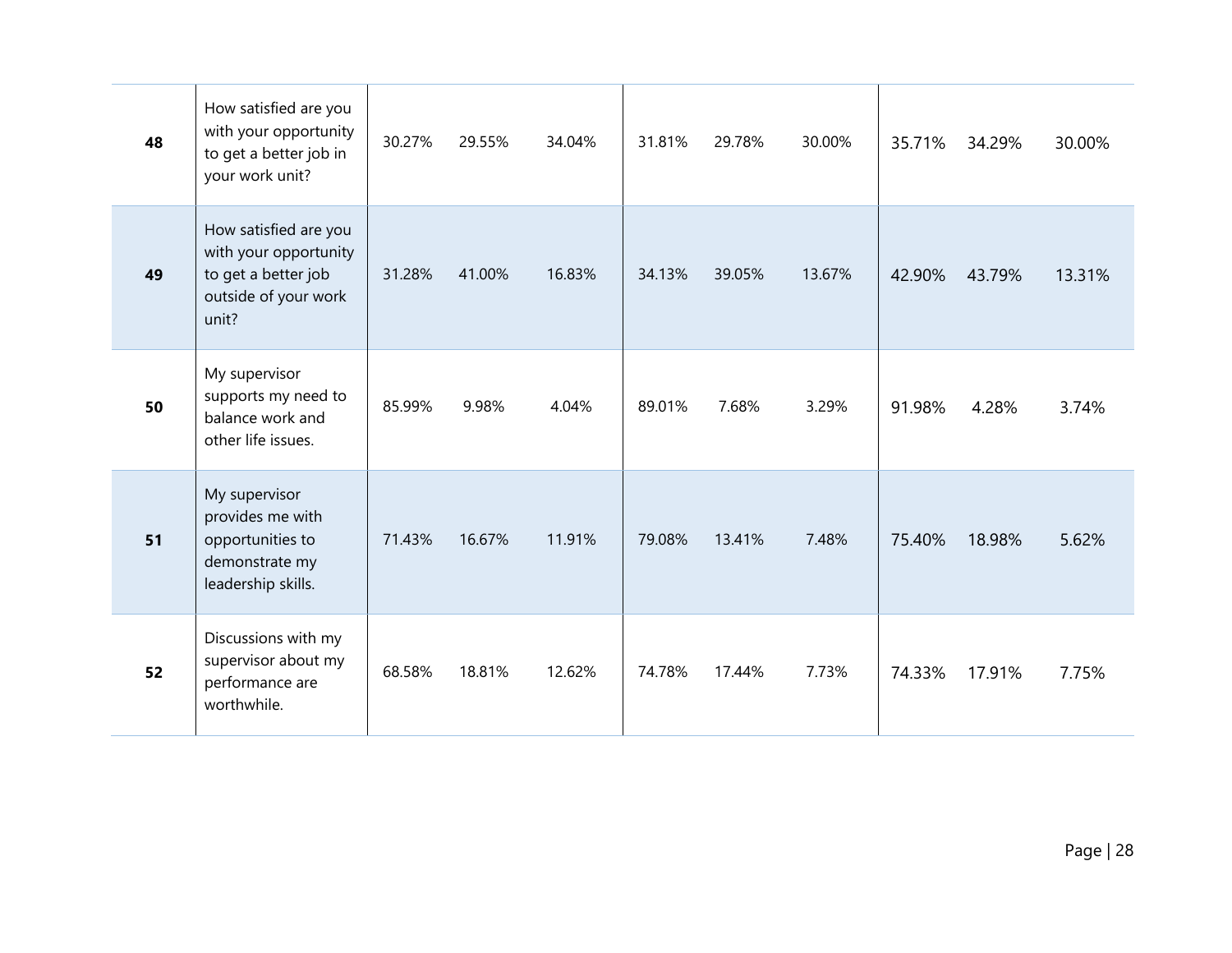| | | | | | | | | | | |
|---|---|---|---|---|---|---|---|---|---|---|
| **48** | How satisfied are you with your opportunity to get a better job in your work unit? | 30.27% | 29.55% | 34.04% | 31.81% | 29.78% | 30.00% | 35.71% | 34.29% | 30.00% |
| **49** | How satisfied are you with your opportunity to get a better job outside of your work unit? | 31.28% | 41.00% | 16.83% | 34.13% | 39.05% | 13.67% | 42.90% | 43.79% | 13.31% |
| **50** | My supervisor supports my need to balance work and other life issues. | 85.99% | 9.98% | 4.04% | 89.01% | 7.68% | 3.29% | 91.98% | 4.28% | 3.74% |
| **51** | My supervisor provides me with opportunities to demonstrate my leadership skills. | 71.43% | 16.67% | 11.91% | 79.08% | 13.41% | 7.48% | 75.40% | 18.98% | 5.62% |
| **52** | Discussions with my supervisor about my performance are worthwhile. | 68.58% | 18.81% | 12.62% | 74.78% | 17.44% | 7.73% | 74.33% | 17.91% | 7.75% |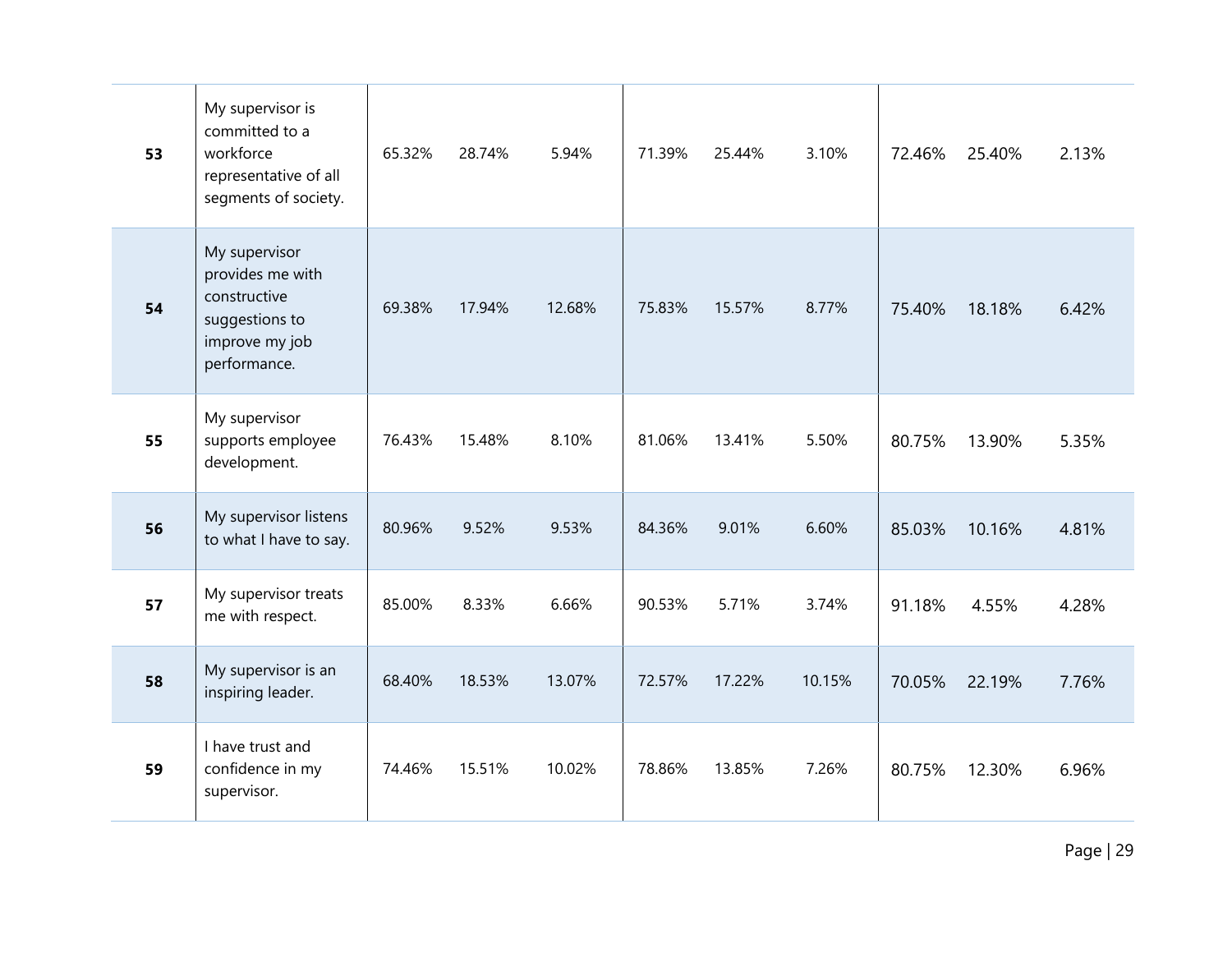| | | | | | | | | | | |
|---|---|---|---|---|---|---|---|---|---|---|
| **53** | My supervisor is committed to a workforce representative of all segments of society. | 65.32% | 28.74% | 5.94% | 71.39% | 25.44% | 3.10% | 72.46% | 25.40% | 2.13% |
| **54** | My supervisor provides me with constructive suggestions to improve my job performance. | 69.38% | 17.94% | 12.68% | 75.83% | 15.57% | 8.77% | 75.40% | 18.18% | 6.42% |
| **55** | My supervisor supports employee development. | 76.43% | 15.48% | 8.10% | 81.06% | 13.41% | 5.50% | 80.75% | 13.90% | 5.35% |
| **56** | My supervisor listens to what I have to say. | 80.96% | 9.52% | 9.53% | 84.36% | 9.01% | 6.60% | 85.03% | 10.16% | 4.81% |
| **57** | My supervisor treats me with respect. | 85.00% | 8.33% | 6.66% | 90.53% | 5.71% | 3.74% | 91.18% | 4.55% | 4.28% |
| **58** | My supervisor is an inspiring leader. | 68.40% | 18.53% | 13.07% | 72.57% | 17.22% | 10.15% | 70.05% | 22.19% | 7.76% |
| **59** | I have trust and confidence in my supervisor. | 74.46% | 15.51% | 10.02% | 78.86% | 13.85% | 7.26% | 80.75% | 12.30% | 6.96% |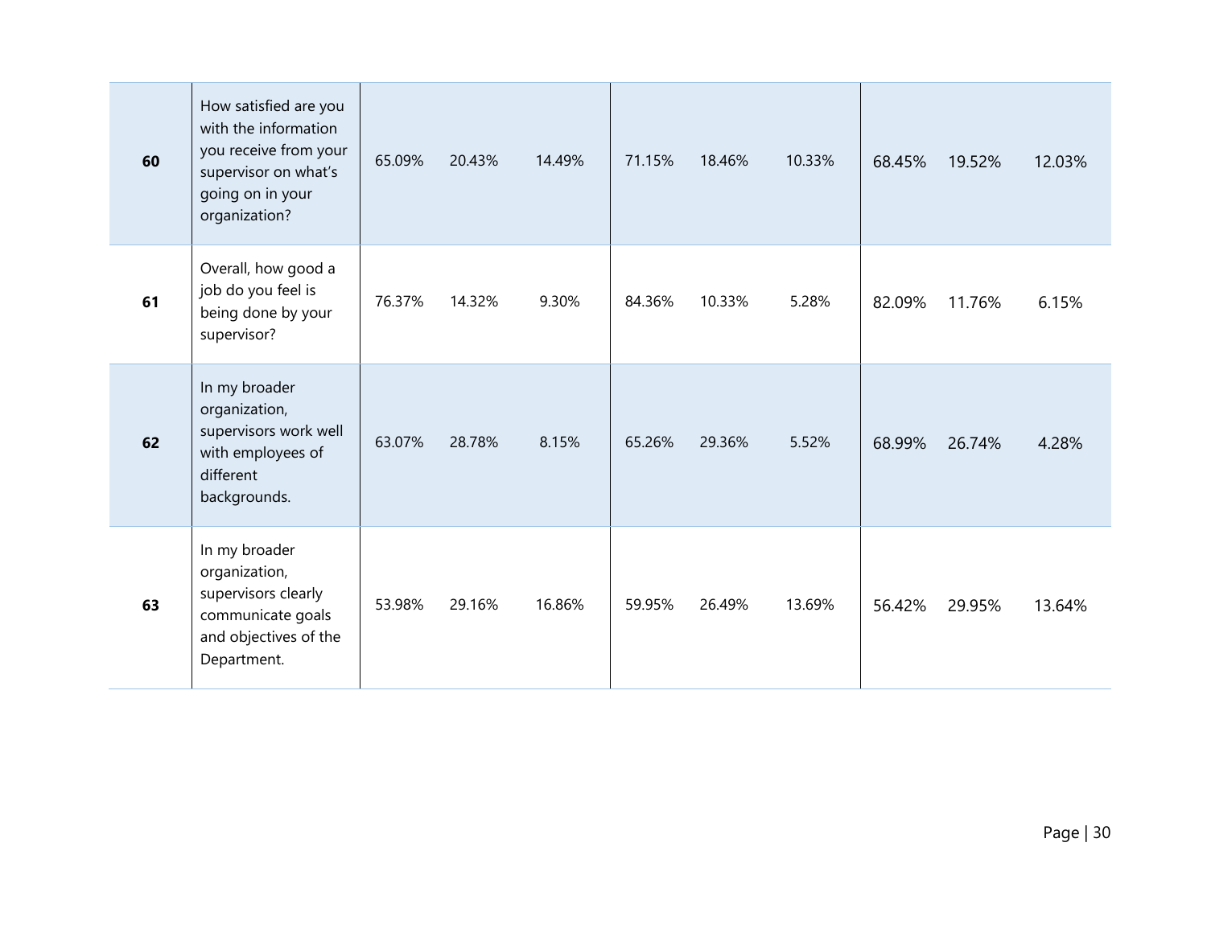| | | | | | | | | | | |
|---|---|---|---|---|---|---|---|---|---|---|
| **60** | How satisfied are you with the information you receive from your supervisor on what's going on in your organization? | 65.09% | 20.43% | 14.49% | 71.15% | 18.46% | 10.33% | 68.45% | 19.52% | 12.03% |
| **61** | Overall, how good a job do you feel is being done by your supervisor? | 76.37% | 14.32% | 9.30% | 84.36% | 10.33% | 5.28% | 82.09% | 11.76% | 6.15% |
| **62** | In my broader organization, supervisors work well with employees of different backgrounds. | 63.07% | 28.78% | 8.15% | 65.26% | 29.36% | 5.52% | 68.99% | 26.74% | 4.28% |
| **63** | In my broader organization, supervisors clearly communicate goals and objectives of the Department. | 53.98% | 29.16% | 16.86% | 59.95% | 26.49% | 13.69% | 56.42% | 29.95% | 13.64% |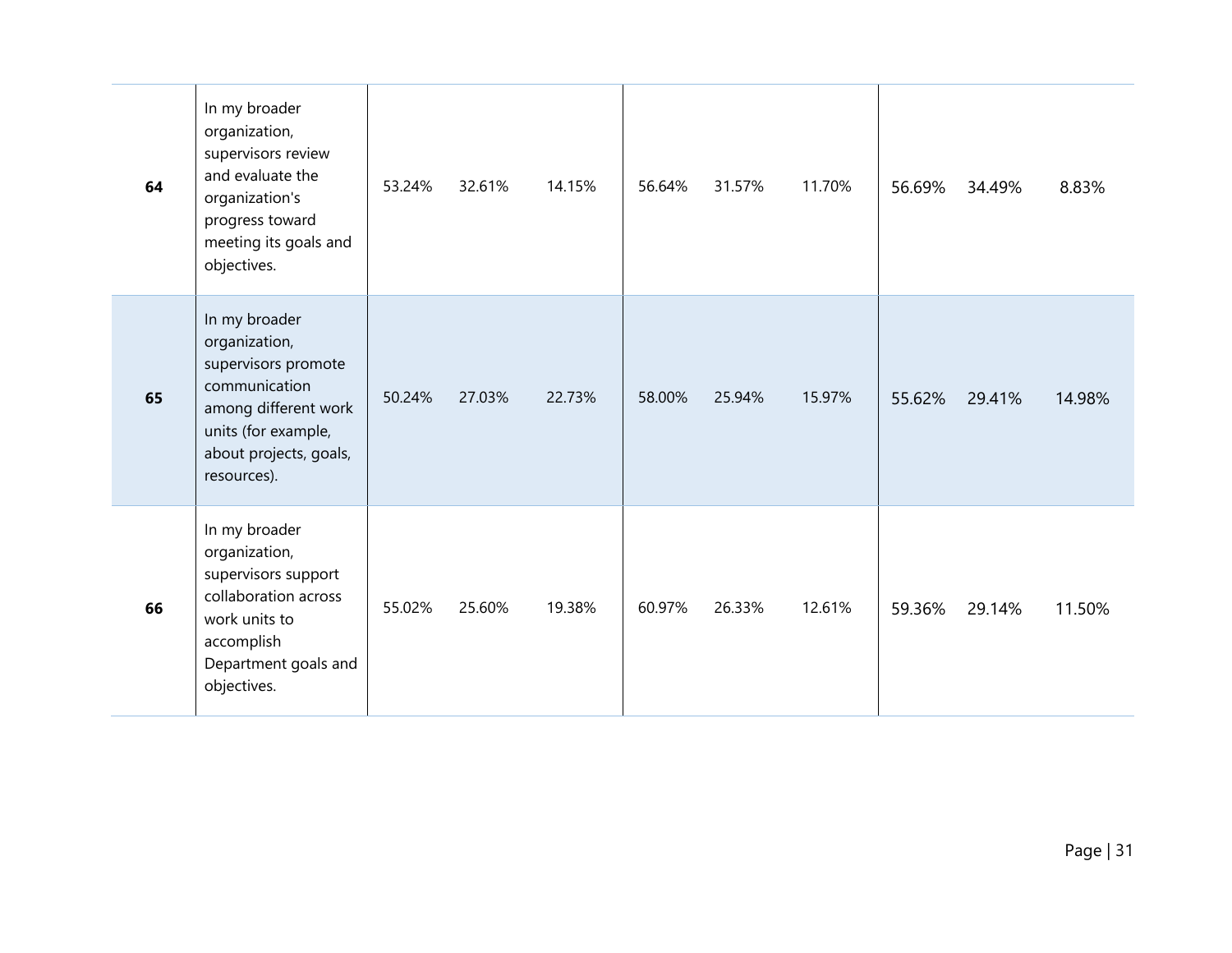| | | | | | | | | | | |
|---|---|---|---|---|---|---|---|---|---|---|
| **64** | In my broader organization, supervisors review and evaluate the organization's progress toward meeting its goals and objectives. | 53.24% | 32.61% | 14.15% | 56.64% | 31.57% | 11.70% | 56.69% | 34.49% | 8.83% |
| **65** | In my broader organization, supervisors promote communication among different work units (for example, about projects, goals, resources). | 50.24% | 27.03% | 22.73% | 58.00% | 25.94% | 15.97% | 55.62% | 29.41% | 14.98% |
| **66** | In my broader organization, supervisors support collaboration across work units to accomplish Department goals and objectives. | 55.02% | 25.60% | 19.38% | 60.97% | 26.33% | 12.61% | 59.36% | 29.14% | 11.50% |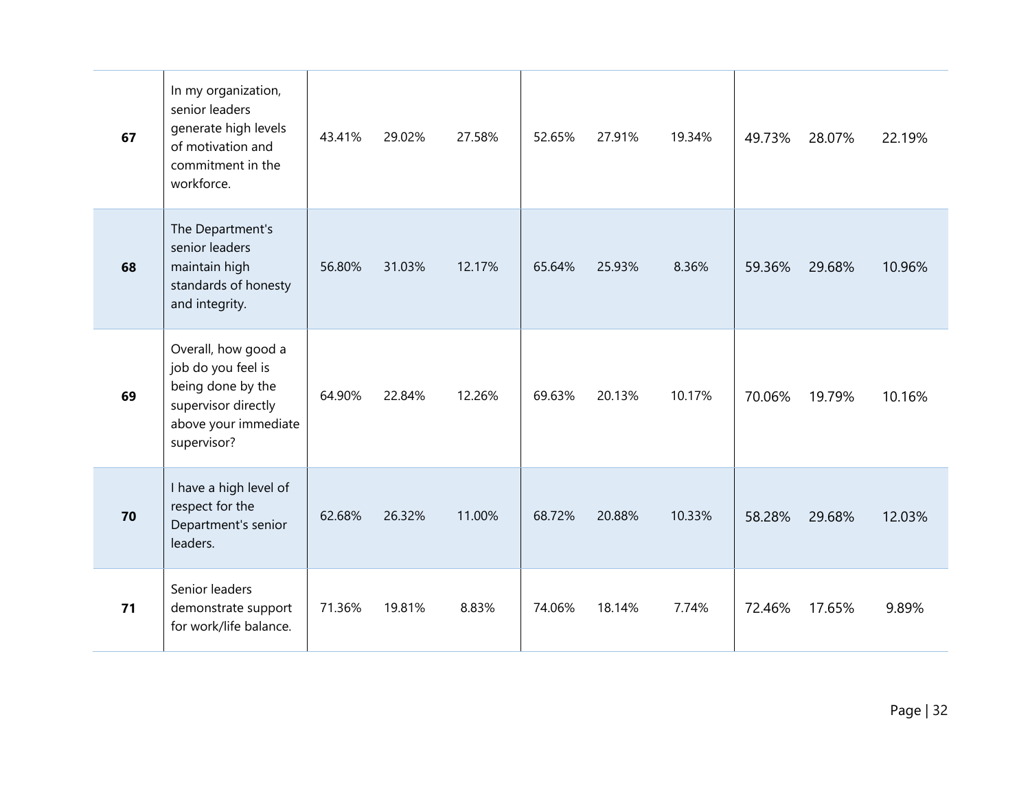| | | | | | | | | | |
|---|---|---|---|---|---|---|---|---|---|
| **67** | In my organization, senior leaders generate high levels of motivation and commitment in the workforce. | 43.41% | 29.02% | 27.58% | 52.65% | 27.91% | 19.34% | 49.73% | 28.07% | 22.19% |
| **68** | The Department's senior leaders maintain high standards of honesty and integrity. | 56.80% | 31.03% | 12.17% | 65.64% | 25.93% | 8.36% | 59.36% | 29.68% | 10.96% |
| **69** | Overall, how good a job do you feel is being done by the supervisor directly above your immediate supervisor? | 64.90% | 22.84% | 12.26% | 69.63% | 20.13% | 10.17% | 70.06% | 19.79% | 10.16% |
| **70** | I have a high level of respect for the Department's senior leaders. | 62.68% | 26.32% | 11.00% | 68.72% | 20.88% | 10.33% | 58.28% | 29.68% | 12.03% |
| **71** | Senior leaders demonstrate support for work/life balance. | 71.36% | 19.81% | 8.83% | 74.06% | 18.14% | 7.74% | 72.46% | 17.65% | 9.89% |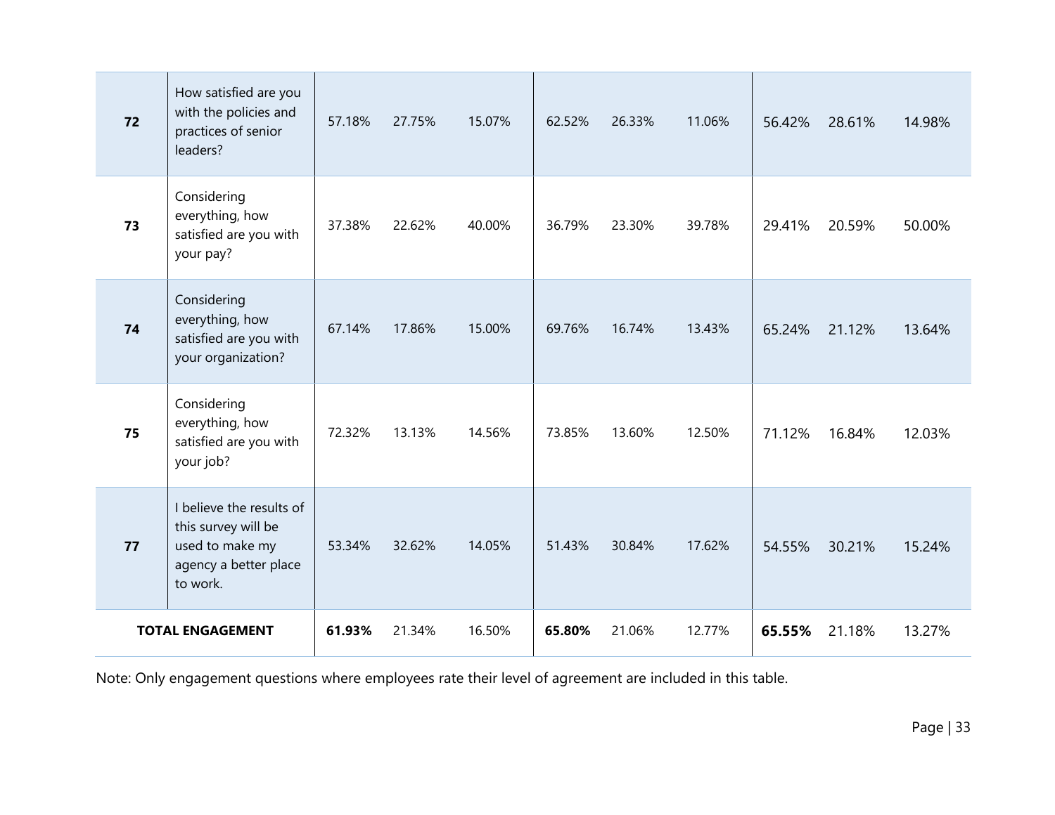| | | | | | | | | | | |
|---|---|---|---|---|---|---|---|---|---|---|
| **72** | How satisfied are you with the policies and practices of senior leaders? | 57.18% | 27.75% | 15.07% | 62.52% | 26.33% | 11.06% | 56.42% | 28.61% | 14.98% |
| **73** | Considering everything, how satisfied are you with your pay? | 37.38% | 22.62% | 40.00% | 36.79% | 23.30% | 39.78% | 29.41% | 20.59% | 50.00% |
| **74** | Considering everything, how satisfied are you with your organization? | 67.14% | 17.86% | 15.00% | 69.76% | 16.74% | 13.43% | 65.24% | 21.12% | 13.64% |
| **75** | Considering everything, how satisfied are you with your job? | 72.32% | 13.13% | 14.56% | 73.85% | 13.60% | 12.50% | 71.12% | 16.84% | 12.03% |
| **77** | I believe the results of this survey will be used to make my agency a better place to work. | 53.34% | 32.62% | 14.05% | 51.43% | 30.84% | 17.62% | 54.55% | 30.21% | 15.24% |
| **TOTAL ENGAGEMENT** | | **61.93%** | 21.34% | 16.50% | **65.80%** | 21.06% | 12.77% | **65.55%** | 21.18% | 13.27% |

Note: Only engagement questions where employees rate their level of agreement are included in this table.